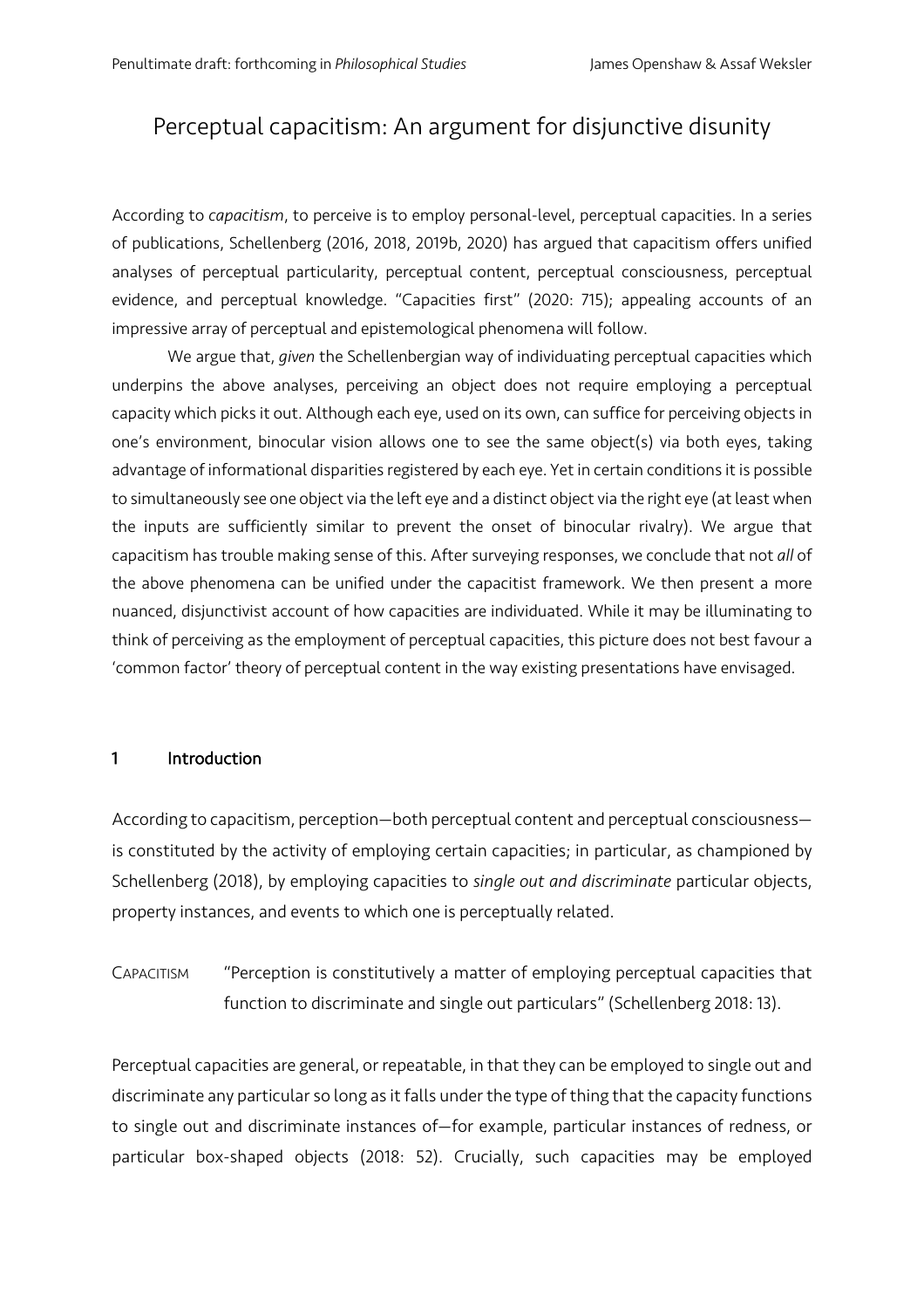# Perceptual capacitism: An argument for disjunctive disunity

According to *capacitism*, to perceive is to employ personal-level, perceptual capacities. In a series of publications, Schellenberg (2016, 2018, 2019b, 2020) has argued that capacitism offers unified analyses of perceptual particularity, perceptual content, perceptual consciousness, perceptual evidence, and perceptual knowledge. "Capacities first" (2020: 715); appealing accounts of an impressive array of perceptual and epistemological phenomena will follow.

We argue that, *given* the Schellenbergian way of individuating perceptual capacities which underpins the above analyses, perceiving an object does not require employing a perceptual capacity which picks it out. Although each eye, used on its own, can suffice for perceiving objects in one's environment, binocular vision allows one to see the same object(s) via both eyes, taking advantage of informational disparities registered by each eye. Yet in certain conditions it is possible to simultaneously see one object via the left eye and a distinct object via the right eye (at least when the inputs are sufficiently similar to prevent the onset of binocular rivalry). We argue that capacitism has trouble making sense of this. After surveying responses, we conclude that not *all* of the above phenomena can be unified under the capacitist framework. We then present a more nuanced, disjunctivist account of how capacities are individuated. While it may be illuminating to think of perceiving as the employment of perceptual capacities, this picture does not best favour a 'common factor' theory of perceptual content in the way existing presentations have envisaged.

## 1 Introduction

According to capacitism, perception—both perceptual content and perceptual consciousness—is constituted by the activity of employing certain capacities; in particular, as championed by Schellenberg (2018), by employing capacities to *single out and discriminate* particular objects, property instances, and events to which one is perceptually related.

CAPACITISM "Perception is constitutively a matter of employing perceptual capacities that function to discriminate and single out particulars" (Schellenberg 2018: 13).

Perceptual capacities are general, or repeatable, in that they can be employed to single out and discriminate any particular so long as it falls under the type of thing that the capacity functions to single out and discriminate instances of—for example, particular instances of redness, or particular box-shaped objects (2018: 52). Crucially, such capacities may be employed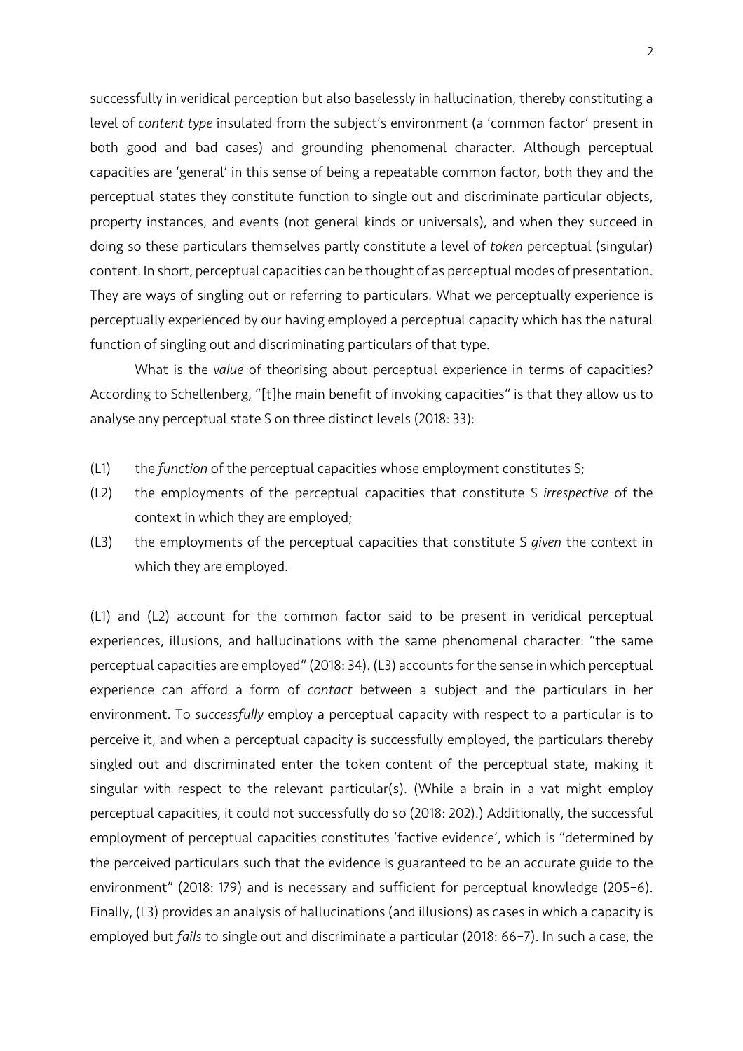successfully in veridical perception but also baselessly in hallucination, thereby constituting a level of *content type* insulated from the subject's environment (a 'common factor' present in both good and bad cases) and grounding phenomenal character. Although perceptual capacities are 'general' in this sense of being a repeatable common factor, both they and the perceptual states they constitute function to single out and discriminate particular objects, property instances, and events (not general kinds or universals), and when they succeed in doing so these particulars themselves partly constitute a level of *token* perceptual (singular) content. In short, perceptual capacities can be thought of as perceptual modes of presentation. They are ways of singling out or referring to particulars. What we perceptually experience is perceptually experienced by our having employed a perceptual capacity which has the natural function of singling out and discriminating particulars of that type.

What is the *value* of theorising about perceptual experience in terms of capacities? According to Schellenberg, "[t]he main benefit of invoking capacities" is that they allow us to analyse any perceptual state S on three distinct levels (2018: 33):

(L1) the *function* of the perceptual capacities whose employment constitutes S;

(L2) the employments of the perceptual capacities that constitute S *irrespective* of the context in which they are employed;

(L3) the employments of the perceptual capacities that constitute S *given* the context in which they are employed.

(L1) and (L2) account for the common factor said to be present in veridical perceptual experiences, illusions, and hallucinations with the same phenomenal character: "the same perceptual capacities are employed" (2018: 34). (L3) accounts for the sense in which perceptual experience can afford a form of *contact* between a subject and the particulars in her environment. To *successfully* employ a perceptual capacity with respect to a particular is to perceive it, and when a perceptual capacity is successfully employed, the particulars thereby singled out and discriminated enter the token content of the perceptual state, making it singular with respect to the relevant particular(s). (While a brain in a vat might employ perceptual capacities, it could not successfully do so (2018: 202).) Additionally, the successful employment of perceptual capacities constitutes 'factive evidence', which is "determined by the perceived particulars such that the evidence is guaranteed to be an accurate guide to the environment" (2018: 179) and is necessary and sufficient for perceptual knowledge (205–6). Finally, (L3) provides an analysis of hallucinations (and illusions) as cases in which a capacity is employed but *fails* to single out and discriminate a particular (2018: 66–7). In such a case, the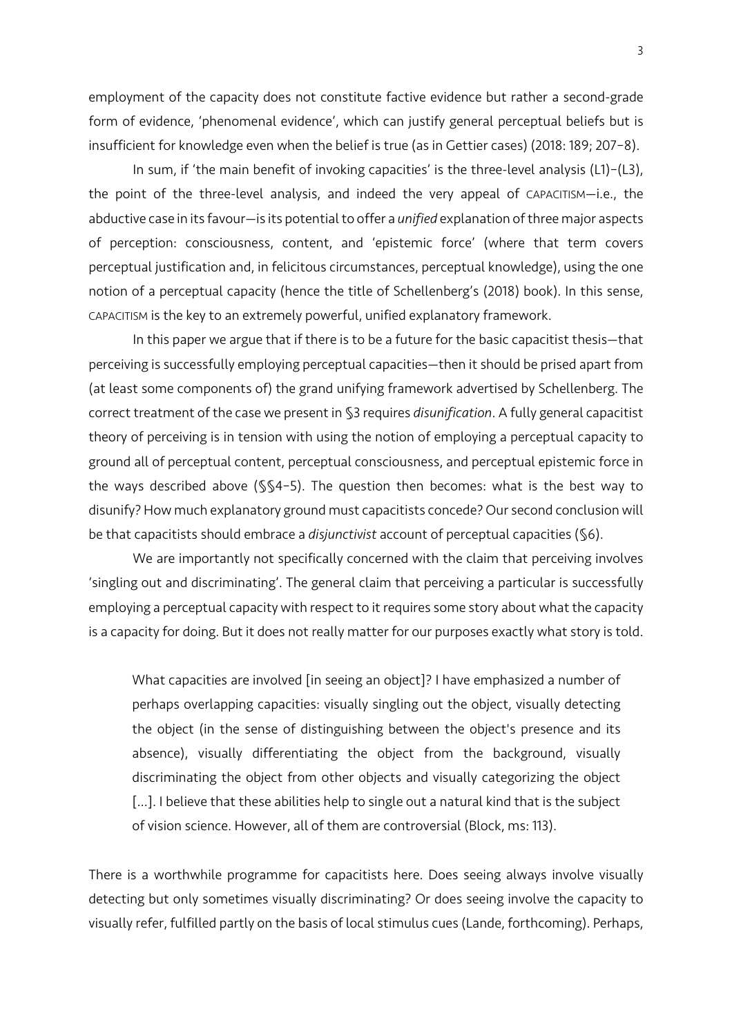employment of the capacity does not constitute factive evidence but rather a second-grade form of evidence, 'phenomenal evidence', which can justify general perceptual beliefs but is insufficient for knowledge even when the belief is true (as in Gettier cases) (2018: 189; 207–8).

In sum, if 'the main benefit of invoking capacities' is the three-level analysis (L1)–(L3), the point of the three-level analysis, and indeed the very appeal of CAPACITISM—i.e., the abductive case in its favour—is its potential to offer a *unified* explanation of three major aspects of perception: consciousness, content, and 'epistemic force' (where that term covers perceptual justification and, in felicitous circumstances, perceptual knowledge), using the one notion of a perceptual capacity (hence the title of Schellenberg's (2018) book). In this sense, CAPACITISM is the key to an extremely powerful, unified explanatory framework.

In this paper we argue that if there is to be a future for the basic capacitist thesis—that perceiving is successfully employing perceptual capacities—then it should be prised apart from (at least some components of) the grand unifying framework advertised by Schellenberg. The correct treatment of the case we present in §3 requires *disunification*. A fully general capacitist theory of perceiving is in tension with using the notion of employing a perceptual capacity to ground all of perceptual content, perceptual consciousness, and perceptual epistemic force in the ways described above (§§4–5). The question then becomes: what is the best way to disunify? How much explanatory ground must capacitists concede? Our second conclusion will be that capacitists should embrace a *disjunctivist* account of perceptual capacities (§6).

We are importantly not specifically concerned with the claim that perceiving involves 'singling out and discriminating'. The general claim that perceiving a particular is successfully employing a perceptual capacity with respect to it requires some story about what the capacity is a capacity for doing. But it does not really matter for our purposes exactly what story is told.

> What capacities are involved [in seeing an object]? I have emphasized a number of perhaps overlapping capacities: visually singling out the object, visually detecting the object (in the sense of distinguishing between the object's presence and its absence), visually differentiating the object from the background, visually discriminating the object from other objects and visually categorizing the object [...]. I believe that these abilities help to single out a natural kind that is the subject of vision science. However, all of them are controversial (Block, ms: 113).

There is a worthwhile programme for capacitists here. Does seeing always involve visually detecting but only sometimes visually discriminating? Or does seeing involve the capacity to visually refer, fulfilled partly on the basis of local stimulus cues (Lande, forthcoming). Perhaps,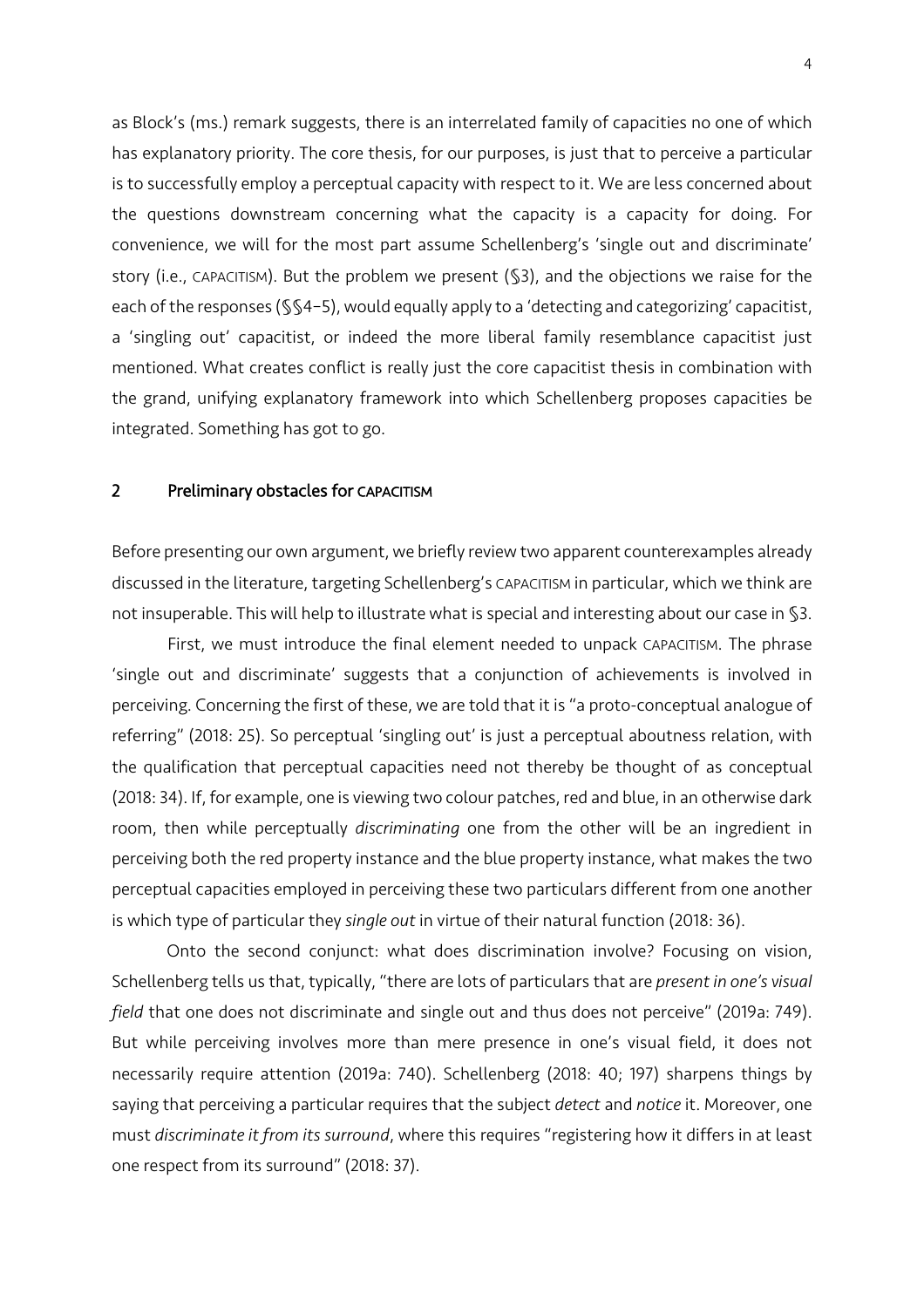as Block's (ms.) remark suggests, there is an interrelated family of capacities no one of which has explanatory priority. The core thesis, for our purposes, is just that to perceive a particular is to successfully employ a perceptual capacity with respect to it. We are less concerned about the questions downstream concerning what the capacity is a capacity for doing. For convenience, we will for the most part assume Schellenberg's 'single out and discriminate' story (i.e., CAPACITISM). But the problem we present (§3), and the objections we raise for the each of the responses (§§4–5), would equally apply to a 'detecting and categorizing' capacitist, a 'singling out' capacitist, or indeed the more liberal family resemblance capacitist just mentioned. What creates conflict is really just the core capacitist thesis in combination with the grand, unifying explanatory framework into which Schellenberg proposes capacities be integrated. Something has got to go.

## 2 Preliminary obstacles for CAPACITISM

Before presenting our own argument, we briefly review two apparent counterexamples already discussed in the literature, targeting Schellenberg's CAPACITISM in particular, which we think are not insuperable. This will help to illustrate what is special and interesting about our case in §3.

First, we must introduce the final element needed to unpack CAPACITISM. The phrase 'single out and discriminate' suggests that a conjunction of achievements is involved in perceiving. Concerning the first of these, we are told that it is "a proto-conceptual analogue of referring" (2018: 25). So perceptual 'singling out' is just a perceptual aboutness relation, with the qualification that perceptual capacities need not thereby be thought of as conceptual (2018: 34). If, for example, one is viewing two colour patches, red and blue, in an otherwise dark room, then while perceptually *discriminating* one from the other will be an ingredient in perceiving both the red property instance and the blue property instance, what makes the two perceptual capacities employed in perceiving these two particulars different from one another is which type of particular they *single out* in virtue of their natural function (2018: 36).

Onto the second conjunct: what does discrimination involve? Focusing on vision, Schellenberg tells us that, typically, "there are lots of particulars that are *present in one's visual field* that one does not discriminate and single out and thus does not perceive" (2019a: 749). But while perceiving involves more than mere presence in one's visual field, it does not necessarily require attention (2019a: 740). Schellenberg (2018: 40; 197) sharpens things by saying that perceiving a particular requires that the subject *detect* and *notice* it. Moreover, one must *discriminate it from its surround*, where this requires "registering how it differs in at least one respect from its surround" (2018: 37).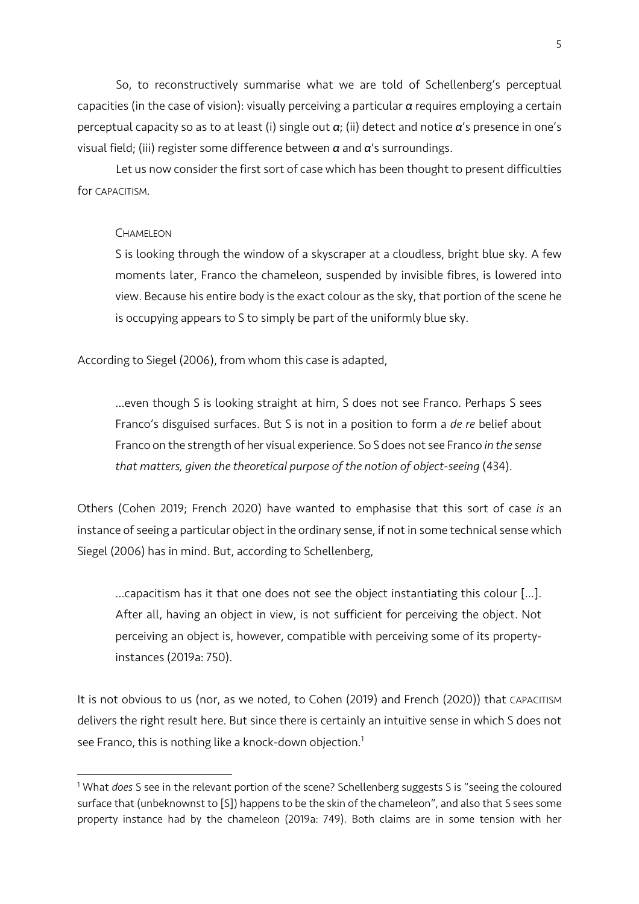So, to reconstructively summarise what we are told of Schellenberg's perceptual capacities (in the case of vision): visually perceiving a particular $\alpha$ requires employing a certain perceptual capacity so as to at least (i) single out $\alpha$; (ii) detect and notice $\alpha$'s presence in one's visual field; (iii) register some difference between $\alpha$ and $\alpha$'s surroundings.

Let us now consider the first sort of case which has been thought to present difficulties for CAPACITISM.

> CHAMELEON
>
> S is looking through the window of a skyscraper at a cloudless, bright blue sky. A few moments later, Franco the chameleon, suspended by invisible fibres, is lowered into view. Because his entire body is the exact colour as the sky, that portion of the scene he is occupying appears to S to simply be part of the uniformly blue sky.

According to Siegel (2006), from whom this case is adapted,

> …even though S is looking straight at him, S does not see Franco. Perhaps S sees Franco's disguised surfaces. But S is not in a position to form a *de re* belief about Franco on the strength of her visual experience. So S does not see Franco *in the sense that matters, given the theoretical purpose of the notion of object-seeing* (434).

Others (Cohen 2019; French 2020) have wanted to emphasise that this sort of case *is* an instance of seeing a particular object in the ordinary sense, if not in some technical sense which Siegel (2006) has in mind. But, according to Schellenberg,

> …capacitism has it that one does not see the object instantiating this colour […]. After all, having an object in view, is not sufficient for perceiving the object. Not perceiving an object is, however, compatible with perceiving some of its property-instances (2019a: 750).

It is not obvious to us (nor, as we noted, to Cohen (2019) and French (2020)) that CAPACITISM delivers the right result here. But since there is certainly an intuitive sense in which S does not see Franco, this is nothing like a knock-down objection.[1]

[1] What *does* S see in the relevant portion of the scene? Schellenberg suggests S is "seeing the coloured surface that (unbeknownst to [S]) happens to be the skin of the chameleon", and also that S sees some property instance had by the chameleon (2019a: 749). Both claims are in some tension with her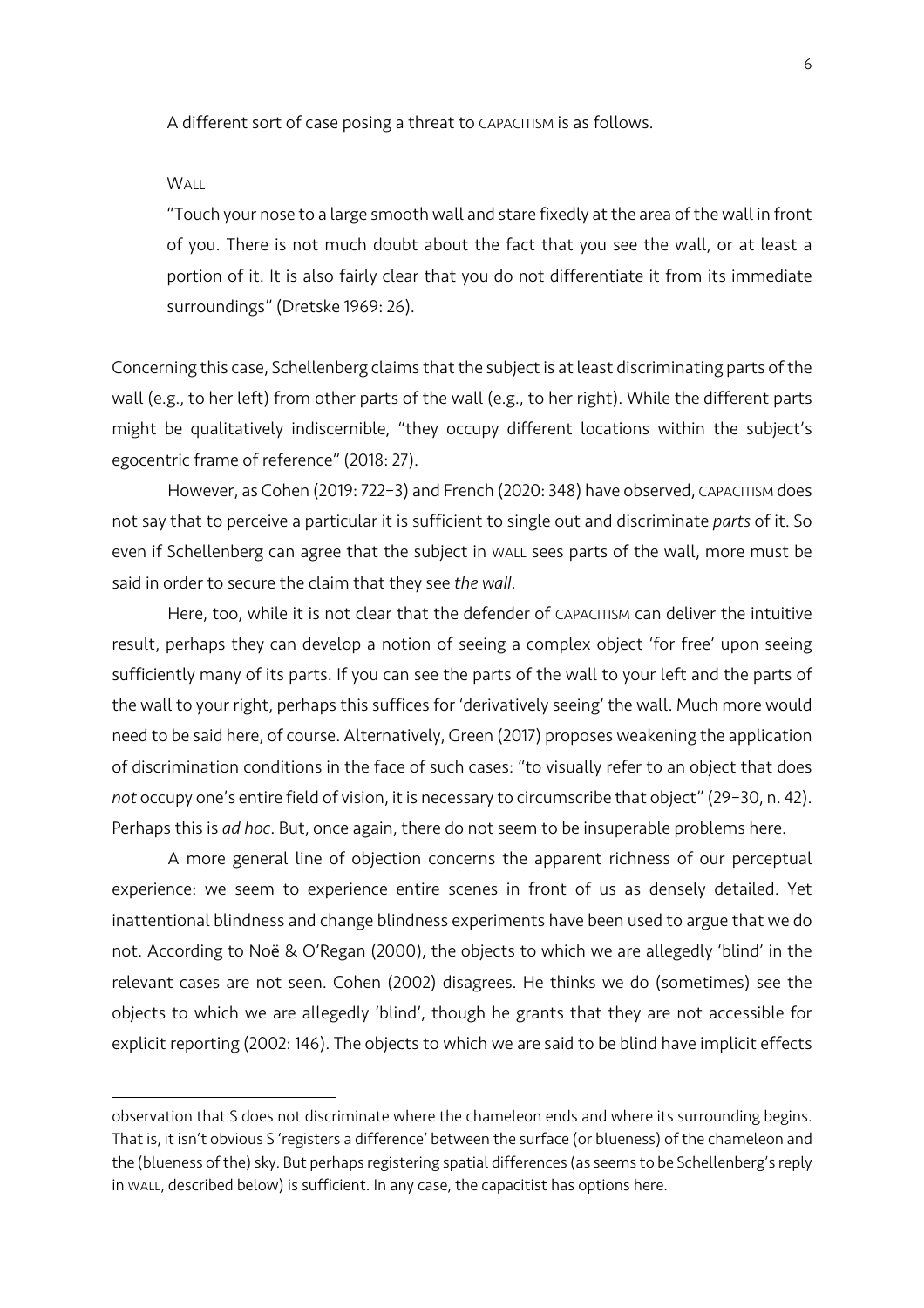A different sort of case posing a threat to CAPACITISM is as follows.

WALL

"Touch your nose to a large smooth wall and stare fixedly at the area of the wall in front of you. There is not much doubt about the fact that you see the wall, or at least a portion of it. It is also fairly clear that you do not differentiate it from its immediate surroundings" (Dretske 1969: 26).

Concerning this case, Schellenberg claims that the subject is at least discriminating parts of the wall (e.g., to her left) from other parts of the wall (e.g., to her right). While the different parts might be qualitatively indiscernible, "they occupy different locations within the subject's egocentric frame of reference" (2018: 27).

However, as Cohen (2019: 722–3) and French (2020: 348) have observed, CAPACITISM does not say that to perceive a particular it is sufficient to single out and discriminate *parts* of it. So even if Schellenberg can agree that the subject in WALL sees parts of the wall, more must be said in order to secure the claim that they see *the wall*.

Here, too, while it is not clear that the defender of CAPACITISM can deliver the intuitive result, perhaps they can develop a notion of seeing a complex object 'for free' upon seeing sufficiently many of its parts. If you can see the parts of the wall to your left and the parts of the wall to your right, perhaps this suffices for 'derivatively seeing' the wall. Much more would need to be said here, of course. Alternatively, Green (2017) proposes weakening the application of discrimination conditions in the face of such cases: "to visually refer to an object that does *not* occupy one's entire field of vision, it is necessary to circumscribe that object" (29–30, n. 42). Perhaps this is *ad hoc*. But, once again, there do not seem to be insuperable problems here.

A more general line of objection concerns the apparent richness of our perceptual experience: we seem to experience entire scenes in front of us as densely detailed. Yet inattentional blindness and change blindness experiments have been used to argue that we do not. According to Noë & O'Regan (2000), the objects to which we are allegedly 'blind' in the relevant cases are not seen. Cohen (2002) disagrees. He thinks we do (sometimes) see the objects to which we are allegedly 'blind', though he grants that they are not accessible for explicit reporting (2002: 146). The objects to which we are said to be blind have implicit effects

---

observation that S does not discriminate where the chameleon ends and where its surrounding begins. That is, it isn't obvious S 'registers a difference' between the surface (or blueness) of the chameleon and the (blueness of the) sky. But perhaps registering spatial differences (as seems to be Schellenberg's reply in WALL, described below) is sufficient. In any case, the capacitist has options here.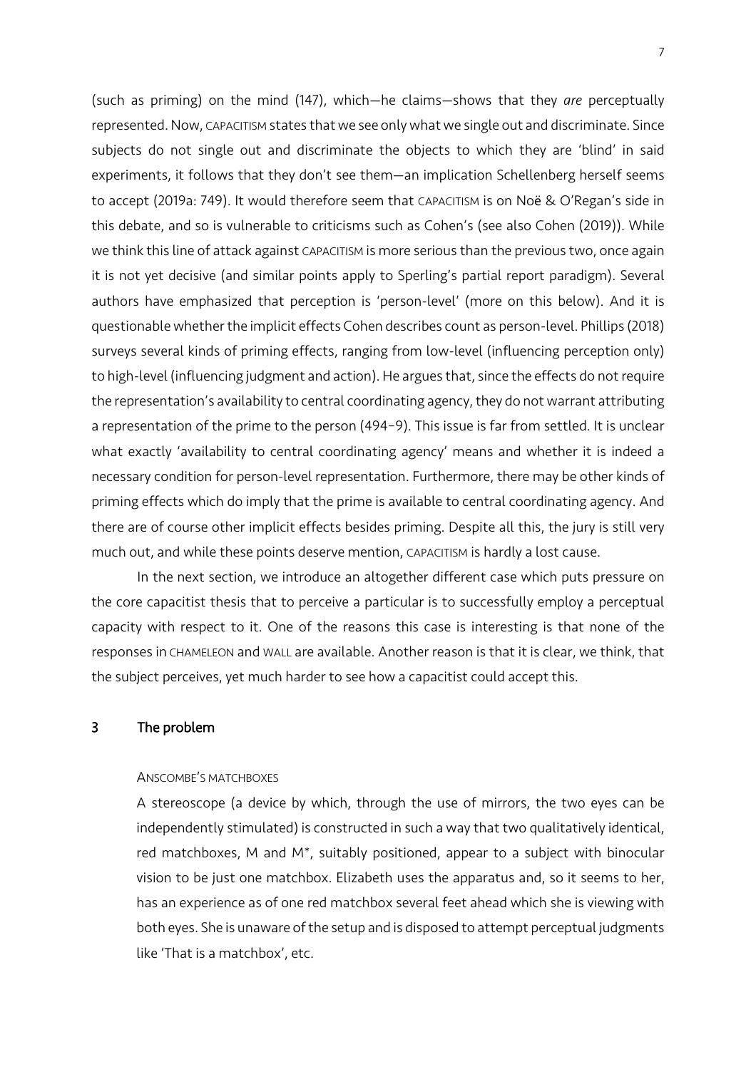(such as priming) on the mind (147), which—he claims—shows that they *are* perceptually represented. Now, CAPACITISM states that we see only what we single out and discriminate. Since subjects do not single out and discriminate the objects to which they are 'blind' in said experiments, it follows that they don't see them—an implication Schellenberg herself seems to accept (2019a: 749). It would therefore seem that CAPACITISM is on Noë & O'Regan's side in this debate, and so is vulnerable to criticisms such as Cohen's (see also Cohen (2019)). While we think this line of attack against CAPACITISM is more serious than the previous two, once again it is not yet decisive (and similar points apply to Sperling's partial report paradigm). Several authors have emphasized that perception is 'person-level' (more on this below). And it is questionable whether the implicit effects Cohen describes count as person-level. Phillips (2018) surveys several kinds of priming effects, ranging from low-level (influencing perception only) to high-level (influencing judgment and action). He argues that, since the effects do not require the representation's availability to central coordinating agency, they do not warrant attributing a representation of the prime to the person (494–9). This issue is far from settled. It is unclear what exactly 'availability to central coordinating agency' means and whether it is indeed a necessary condition for person-level representation. Furthermore, there may be other kinds of priming effects which do imply that the prime is available to central coordinating agency. And there are of course other implicit effects besides priming. Despite all this, the jury is still very much out, and while these points deserve mention, CAPACITISM is hardly a lost cause.

In the next section, we introduce an altogether different case which puts pressure on the core capacitist thesis that to perceive a particular is to successfully employ a perceptual capacity with respect to it. One of the reasons this case is interesting is that none of the responses in CHAMELEON and WALL are available. Another reason is that it is clear, we think, that the subject perceives, yet much harder to see how a capacitist could accept this.

## 3 The problem

ANSCOMBE'S MATCHBOXES

> A stereoscope (a device by which, through the use of mirrors, the two eyes can be independently stimulated) is constructed in such a way that two qualitatively identical, red matchboxes, M and M*, suitably positioned, appear to a subject with binocular vision to be just one matchbox. Elizabeth uses the apparatus and, so it seems to her, has an experience as of one red matchbox several feet ahead which she is viewing with both eyes. She is unaware of the setup and is disposed to attempt perceptual judgments like 'That is a matchbox', etc.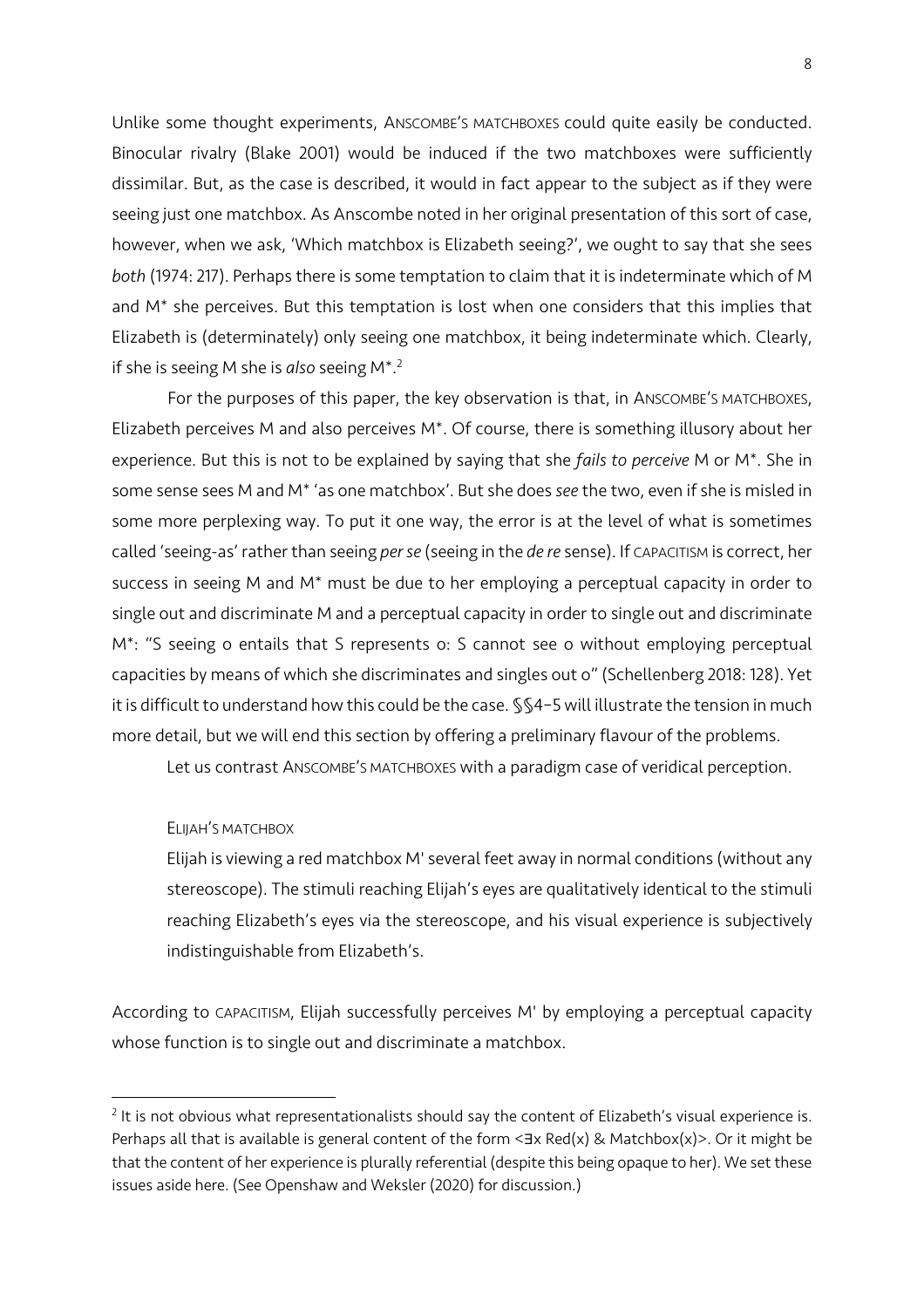Unlike some thought experiments, ANSCOMBE'S MATCHBOXES could quite easily be conducted. Binocular rivalry (Blake 2001) would be induced if the two matchboxes were sufficiently dissimilar. But, as the case is described, it would in fact appear to the subject as if they were seeing just one matchbox. As Anscombe noted in her original presentation of this sort of case, however, when we ask, 'Which matchbox is Elizabeth seeing?', we ought to say that she sees *both* (1974: 217). Perhaps there is some temptation to claim that it is indeterminate which of M and M* she perceives. But this temptation is lost when one considers that this implies that Elizabeth is (determinately) only seeing one matchbox, it being indeterminate which. Clearly, if she is seeing M she is *also* seeing M*.[2]

For the purposes of this paper, the key observation is that, in ANSCOMBE'S MATCHBOXES, Elizabeth perceives M and also perceives M*. Of course, there is something illusory about her experience. But this is not to be explained by saying that she *fails to perceive* M or M*. She in some sense sees M and M* 'as one matchbox'. But she does *see* the two, even if she is misled in some more perplexing way. To put it one way, the error is at the level of what is sometimes called 'seeing-as' rather than seeing *per se* (seeing in the *de re* sense). If CAPACITISM is correct, her success in seeing M and M* must be due to her employing a perceptual capacity in order to single out and discriminate M and a perceptual capacity in order to single out and discriminate M*: "S seeing o entails that S represents o: S cannot see o without employing perceptual capacities by means of which she discriminates and singles out o" (Schellenberg 2018: 128). Yet it is difficult to understand how this could be the case. §§4–5 will illustrate the tension in much more detail, but we will end this section by offering a preliminary flavour of the problems.

Let us contrast ANSCOMBE'S MATCHBOXES with a paradigm case of veridical perception.

ELIJAH'S MATCHBOX

> Elijah is viewing a red matchbox M' several feet away in normal conditions (without any stereoscope). The stimuli reaching Elijah's eyes are qualitatively identical to the stimuli reaching Elizabeth's eyes via the stereoscope, and his visual experience is subjectively indistinguishable from Elizabeth's.

According to CAPACITISM, Elijah successfully perceives M' by employing a perceptual capacity whose function is to single out and discriminate a matchbox.

[2] It is not obvious what representationalists should say the content of Elizabeth's visual experience is. Perhaps all that is available is general content of the form <∃x Red(x) & Matchbox(x)>. Or it might be that the content of her experience is plurally referential (despite this being opaque to her). We set these issues aside here. (See Openshaw and Weksler (2020) for discussion.)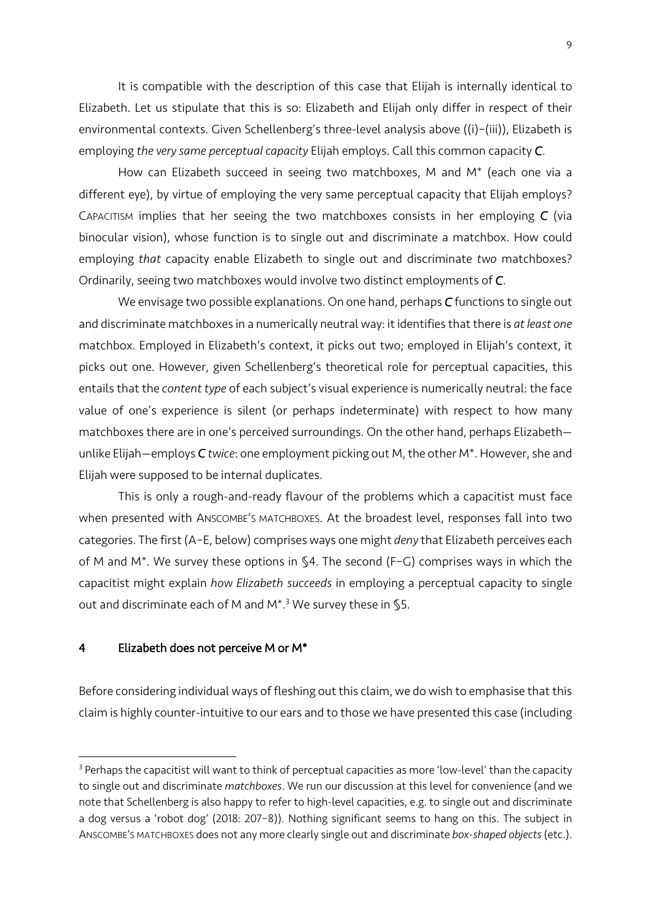It is compatible with the description of this case that Elijah is internally identical to Elizabeth. Let us stipulate that this is so: Elizabeth and Elijah only differ in respect of their environmental contexts. Given Schellenberg's three-level analysis above ((i)–(iii)), Elizabeth is employing *the very same perceptual capacity* Elijah employs. Call this common capacity ***C***.

How can Elizabeth succeed in seeing two matchboxes, M and M* (each one via a different eye), by virtue of employing the very same perceptual capacity that Elijah employs? CAPACITISM implies that her seeing the two matchboxes consists in her employing ***C*** (via binocular vision), whose function is to single out and discriminate a matchbox. How could employing *that* capacity enable Elizabeth to single out and discriminate *two* matchboxes? Ordinarily, seeing two matchboxes would involve two distinct employments of ***C***.

We envisage two possible explanations. On one hand, perhaps ***C*** functions to single out and discriminate matchboxes in a numerically neutral way: it identifies that there is *at least one* matchbox. Employed in Elizabeth's context, it picks out two; employed in Elijah's context, it picks out one. However, given Schellenberg's theoretical role for perceptual capacities, this entails that the *content type* of each subject's visual experience is numerically neutral: the face value of one's experience is silent (or perhaps indeterminate) with respect to how many matchboxes there are in one's perceived surroundings. On the other hand, perhaps Elizabeth—unlike Elijah—employs ***C*** *twice*: one employment picking out M, the other M*. However, she and Elijah were supposed to be internal duplicates.

This is only a rough-and-ready flavour of the problems which a capacitist must face when presented with ANSCOMBE'S MATCHBOXES. At the broadest level, responses fall into two categories. The first (A–E, below) comprises ways one might *deny* that Elizabeth perceives each of M and M*. We survey these options in §4. The second (F–G) comprises ways in which the capacitist might explain *how Elizabeth succeeds* in employing a perceptual capacity to single out and discriminate each of M and M*.[3] We survey these in §5.

## 4 Elizabeth does not perceive M or M*

Before considering individual ways of fleshing out this claim, we do wish to emphasise that this claim is highly counter-intuitive to our ears and to those we have presented this case (including

[3] Perhaps the capacitist will want to think of perceptual capacities as more 'low-level' than the capacity to single out and discriminate *matchboxes*. We run our discussion at this level for convenience (and we note that Schellenberg is also happy to refer to high-level capacities, e.g. to single out and discriminate a dog versus a 'robot dog' (2018: 207–8)). Nothing significant seems to hang on this. The subject in ANSCOMBE'S MATCHBOXES does not any more clearly single out and discriminate *box-shaped objects* (etc.).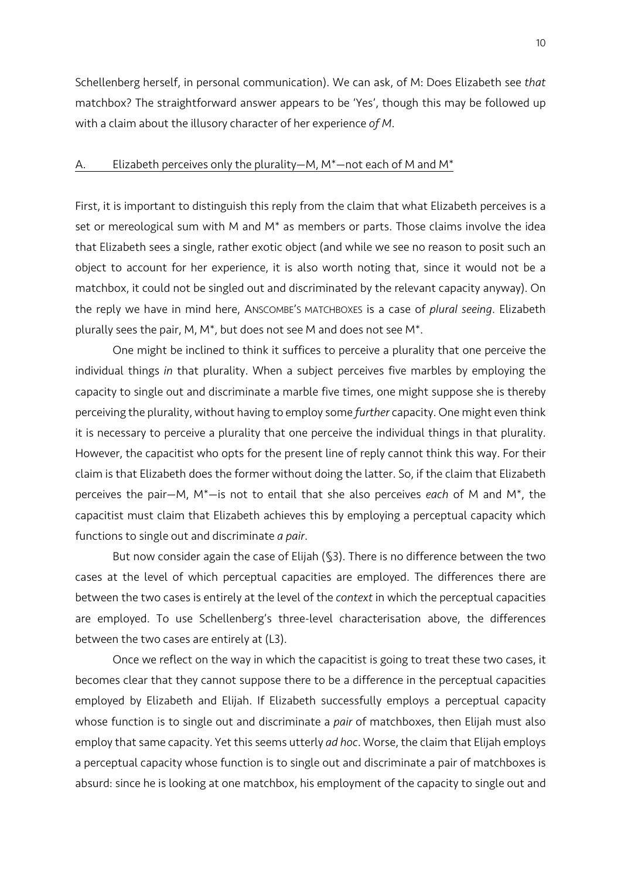Schellenberg herself, in personal communication). We can ask, of M: Does Elizabeth see *that* matchbox? The straightforward answer appears to be 'Yes', though this may be followed up with a claim about the illusory character of her experience *of M*.

### A. Elizabeth perceives only the plurality—M, M*—not each of M and M*

First, it is important to distinguish this reply from the claim that what Elizabeth perceives is a set or mereological sum with M and M* as members or parts. Those claims involve the idea that Elizabeth sees a single, rather exotic object (and while we see no reason to posit such an object to account for her experience, it is also worth noting that, since it would not be a matchbox, it could not be singled out and discriminated by the relevant capacity anyway). On the reply we have in mind here, ANSCOMBE'S MATCHBOXES is a case of *plural seeing*. Elizabeth plurally sees the pair, M, M*, but does not see M and does not see M*.

One might be inclined to think it suffices to perceive a plurality that one perceive the individual things *in* that plurality. When a subject perceives five marbles by employing the capacity to single out and discriminate a marble five times, one might suppose she is thereby perceiving the plurality, without having to employ some *further* capacity. One might even think it is necessary to perceive a plurality that one perceive the individual things in that plurality. However, the capacitist who opts for the present line of reply cannot think this way. For their claim is that Elizabeth does the former without doing the latter. So, if the claim that Elizabeth perceives the pair—M, M*—is not to entail that she also perceives *each* of M and M*, the capacitist must claim that Elizabeth achieves this by employing a perceptual capacity which functions to single out and discriminate *a pair*.

But now consider again the case of Elijah (§3). There is no difference between the two cases at the level of which perceptual capacities are employed. The differences there are between the two cases is entirely at the level of the *context* in which the perceptual capacities are employed. To use Schellenberg's three-level characterisation above, the differences between the two cases are entirely at (L3).

Once we reflect on the way in which the capacitist is going to treat these two cases, it becomes clear that they cannot suppose there to be a difference in the perceptual capacities employed by Elizabeth and Elijah. If Elizabeth successfully employs a perceptual capacity whose function is to single out and discriminate a *pair* of matchboxes, then Elijah must also employ that same capacity. Yet this seems utterly *ad hoc*. Worse, the claim that Elijah employs a perceptual capacity whose function is to single out and discriminate a pair of matchboxes is absurd: since he is looking at one matchbox, his employment of the capacity to single out and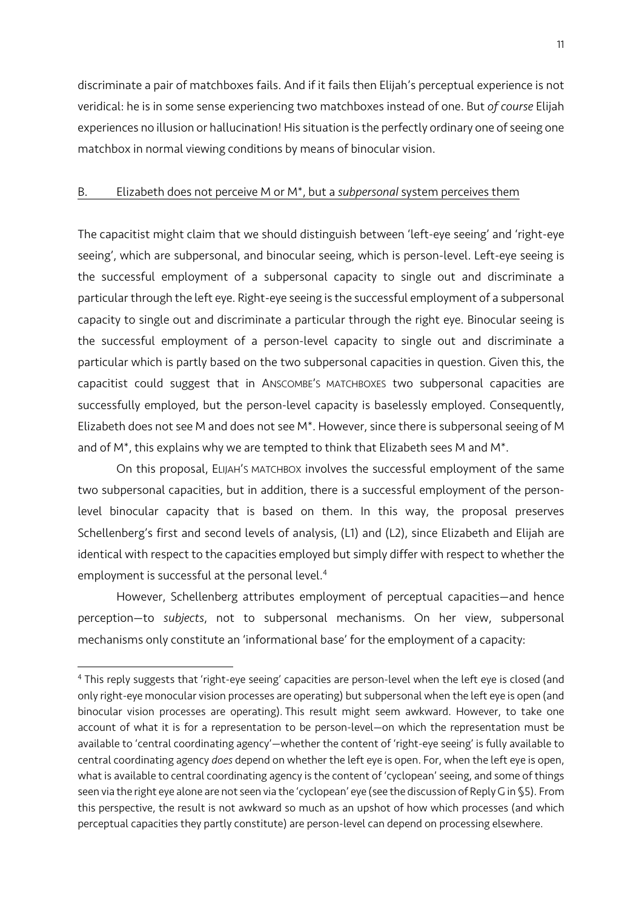discriminate a pair of matchboxes fails. And if it fails then Elijah's perceptual experience is not veridical: he is in some sense experiencing two matchboxes instead of one. But *of course* Elijah experiences no illusion or hallucination! His situation is the perfectly ordinary one of seeing one matchbox in normal viewing conditions by means of binocular vision.

### B. Elizabeth does not perceive M or M*, but a *subpersonal* system perceives them

The capacitist might claim that we should distinguish between 'left-eye seeing' and 'right-eye seeing', which are subpersonal, and binocular seeing, which is person-level. Left-eye seeing is the successful employment of a subpersonal capacity to single out and discriminate a particular through the left eye. Right-eye seeing is the successful employment of a subpersonal capacity to single out and discriminate a particular through the right eye. Binocular seeing is the successful employment of a person-level capacity to single out and discriminate a particular which is partly based on the two subpersonal capacities in question. Given this, the capacitist could suggest that in ANSCOMBE'S MATCHBOXES two subpersonal capacities are successfully employed, but the person-level capacity is baselessly employed. Consequently, Elizabeth does not see M and does not see M*. However, since there is subpersonal seeing of M and of M*, this explains why we are tempted to think that Elizabeth sees M and M*.

On this proposal, ELIJAH'S MATCHBOX involves the successful employment of the same two subpersonal capacities, but in addition, there is a successful employment of the person-level binocular capacity that is based on them. In this way, the proposal preserves Schellenberg's first and second levels of analysis, (L1) and (L2), since Elizabeth and Elijah are identical with respect to the capacities employed but simply differ with respect to whether the employment is successful at the personal level.[4]

However, Schellenberg attributes employment of perceptual capacities—and hence perception—to *subjects*, not to subpersonal mechanisms. On her view, subpersonal mechanisms only constitute an 'informational base' for the employment of a capacity:

---

[4] This reply suggests that 'right-eye seeing' capacities are person-level when the left eye is closed (and only right-eye monocular vision processes are operating) but subpersonal when the left eye is open (and binocular vision processes are operating). This result might seem awkward. However, to take one account of what it is for a representation to be person-level—on which the representation must be available to 'central coordinating agency'—whether the content of 'right-eye seeing' is fully available to central coordinating agency *does* depend on whether the left eye is open. For, when the left eye is open, what is available to central coordinating agency is the content of 'cyclopean' seeing, and some of things seen via the right eye alone are not seen via the 'cyclopean' eye (see the discussion of Reply G in §5). From this perspective, the result is not awkward so much as an upshot of how which processes (and which perceptual capacities they partly constitute) are person-level can depend on processing elsewhere.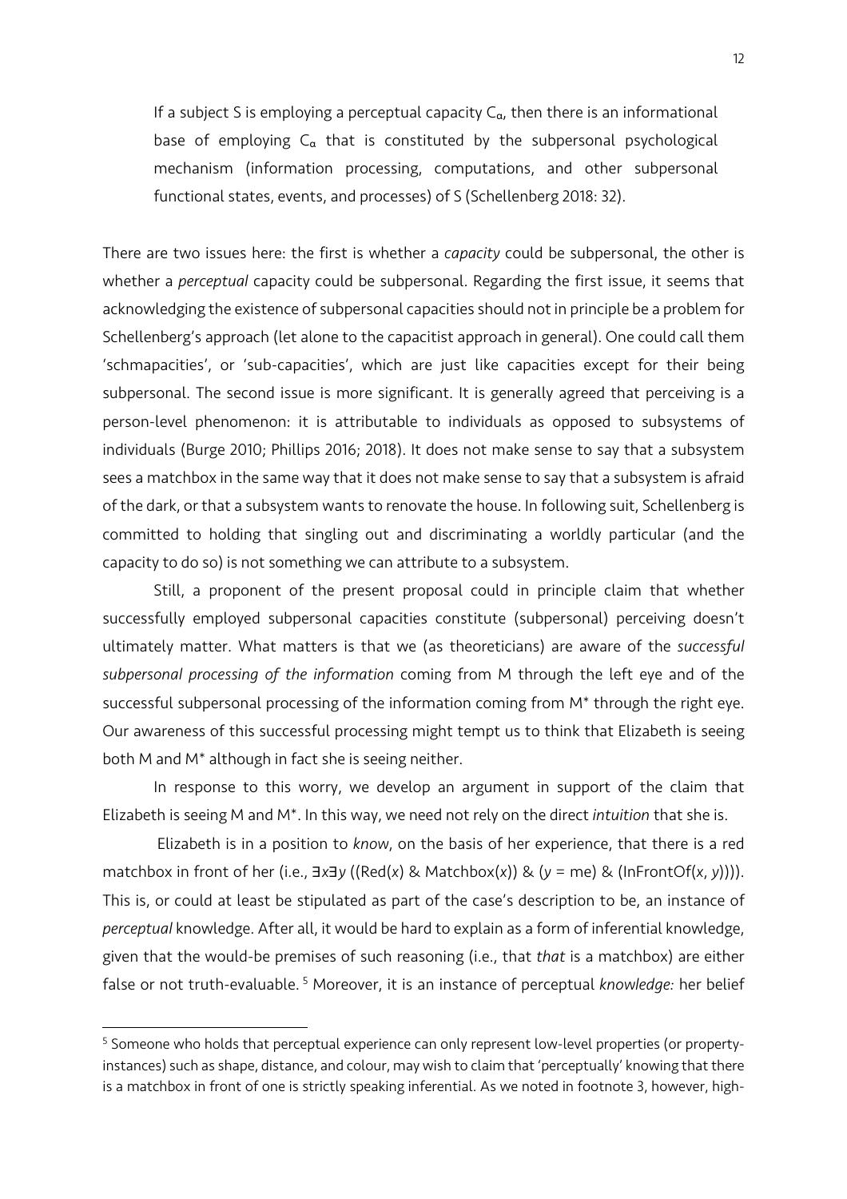> If a subject S is employing a perceptual capacity $C_\alpha$, then there is an informational base of employing $C_\alpha$ that is constituted by the subpersonal psychological mechanism (information processing, computations, and other subpersonal functional states, events, and processes) of S (Schellenberg 2018: 32).

There are two issues here: the first is whether a *capacity* could be subpersonal, the other is whether a *perceptual* capacity could be subpersonal. Regarding the first issue, it seems that acknowledging the existence of subpersonal capacities should not in principle be a problem for Schellenberg's approach (let alone to the capacitist approach in general). One could call them 'schmapacities', or 'sub-capacities', which are just like capacities except for their being subpersonal. The second issue is more significant. It is generally agreed that perceiving is a person-level phenomenon: it is attributable to individuals as opposed to subsystems of individuals (Burge 2010; Phillips 2016; 2018). It does not make sense to say that a subsystem sees a matchbox in the same way that it does not make sense to say that a subsystem is afraid of the dark, or that a subsystem wants to renovate the house. In following suit, Schellenberg is committed to holding that singling out and discriminating a worldly particular (and the capacity to do so) is not something we can attribute to a subsystem.

Still, a proponent of the present proposal could in principle claim that whether successfully employed subpersonal capacities constitute (subpersonal) perceiving doesn't ultimately matter. What matters is that we (as theoreticians) are aware of the *successful subpersonal processing of the information* coming from M through the left eye and of the successful subpersonal processing of the information coming from M* through the right eye. Our awareness of this successful processing might tempt us to think that Elizabeth is seeing both M and M* although in fact she is seeing neither.

In response to this worry, we develop an argument in support of the claim that Elizabeth is seeing M and M*. In this way, we need not rely on the direct *intuition* that she is.

Elizabeth is in a position to *know*, on the basis of her experience, that there is a red matchbox in front of her (i.e., $\exists x \exists y$ ((Red($x$) & Matchbox($x$)) & ($y$ = me) & (InFrontOf($x$, $y$)))). This is, or could at least be stipulated as part of the case's description to be, an instance of *perceptual* knowledge. After all, it would be hard to explain as a form of inferential knowledge, given that the would-be premises of such reasoning (i.e., that *that* is a matchbox) are either false or not truth-evaluable. [5] Moreover, it is an instance of perceptual *knowledge:* her belief

[5] Someone who holds that perceptual experience can only represent low-level properties (or property-instances) such as shape, distance, and colour, may wish to claim that 'perceptually' knowing that there is a matchbox in front of one is strictly speaking inferential. As we noted in footnote 3, however, high-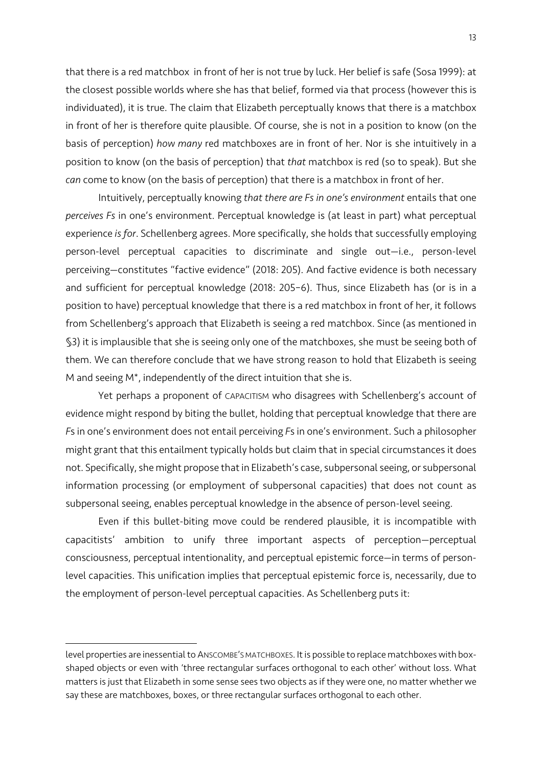that there is a red matchbox in front of her is not true by luck. Her belief is safe (Sosa 1999): at the closest possible worlds where she has that belief, formed via that process (however this is individuated), it is true. The claim that Elizabeth perceptually knows that there is a matchbox in front of her is therefore quite plausible. Of course, she is not in a position to know (on the basis of perception) *how many* red matchboxes are in front of her. Nor is she intuitively in a position to know (on the basis of perception) that *that* matchbox is red (so to speak). But she *can* come to know (on the basis of perception) that there is a matchbox in front of her.

Intuitively, perceptually knowing *that there are Fs in one's environment* entails that one *perceives Fs* in one's environment. Perceptual knowledge is (at least in part) what perceptual experience *is for*. Schellenberg agrees. More specifically, she holds that successfully employing person-level perceptual capacities to discriminate and single out—i.e., person-level perceiving—constitutes "factive evidence" (2018: 205). And factive evidence is both necessary and sufficient for perceptual knowledge (2018: 205–6). Thus, since Elizabeth has (or is in a position to have) perceptual knowledge that there is a red matchbox in front of her, it follows from Schellenberg's approach that Elizabeth is seeing a red matchbox. Since (as mentioned in §3) it is implausible that she is seeing only one of the matchboxes, she must be seeing both of them. We can therefore conclude that we have strong reason to hold that Elizabeth is seeing M and seeing M*, independently of the direct intuition that she is.

Yet perhaps a proponent of CAPACITISM who disagrees with Schellenberg's account of evidence might respond by biting the bullet, holding that perceptual knowledge that there are *F*s in one's environment does not entail perceiving *F*s in one's environment. Such a philosopher might grant that this entailment typically holds but claim that in special circumstances it does not. Specifically, she might propose that in Elizabeth's case, subpersonal seeing, or subpersonal information processing (or employment of subpersonal capacities) that does not count as subpersonal seeing, enables perceptual knowledge in the absence of person-level seeing.

Even if this bullet-biting move could be rendered plausible, it is incompatible with capacitists' ambition to unify three important aspects of perception—perceptual consciousness, perceptual intentionality, and perceptual epistemic force—in terms of person-level capacities. This unification implies that perceptual epistemic force is, necessarily, due to the employment of person-level perceptual capacities. As Schellenberg puts it:

---

level properties are inessential to ANSCOMBE'S MATCHBOXES. It is possible to replace matchboxes with box-shaped objects or even with 'three rectangular surfaces orthogonal to each other' without loss. What matters is just that Elizabeth in some sense sees two objects as if they were one, no matter whether we say these are matchboxes, boxes, or three rectangular surfaces orthogonal to each other.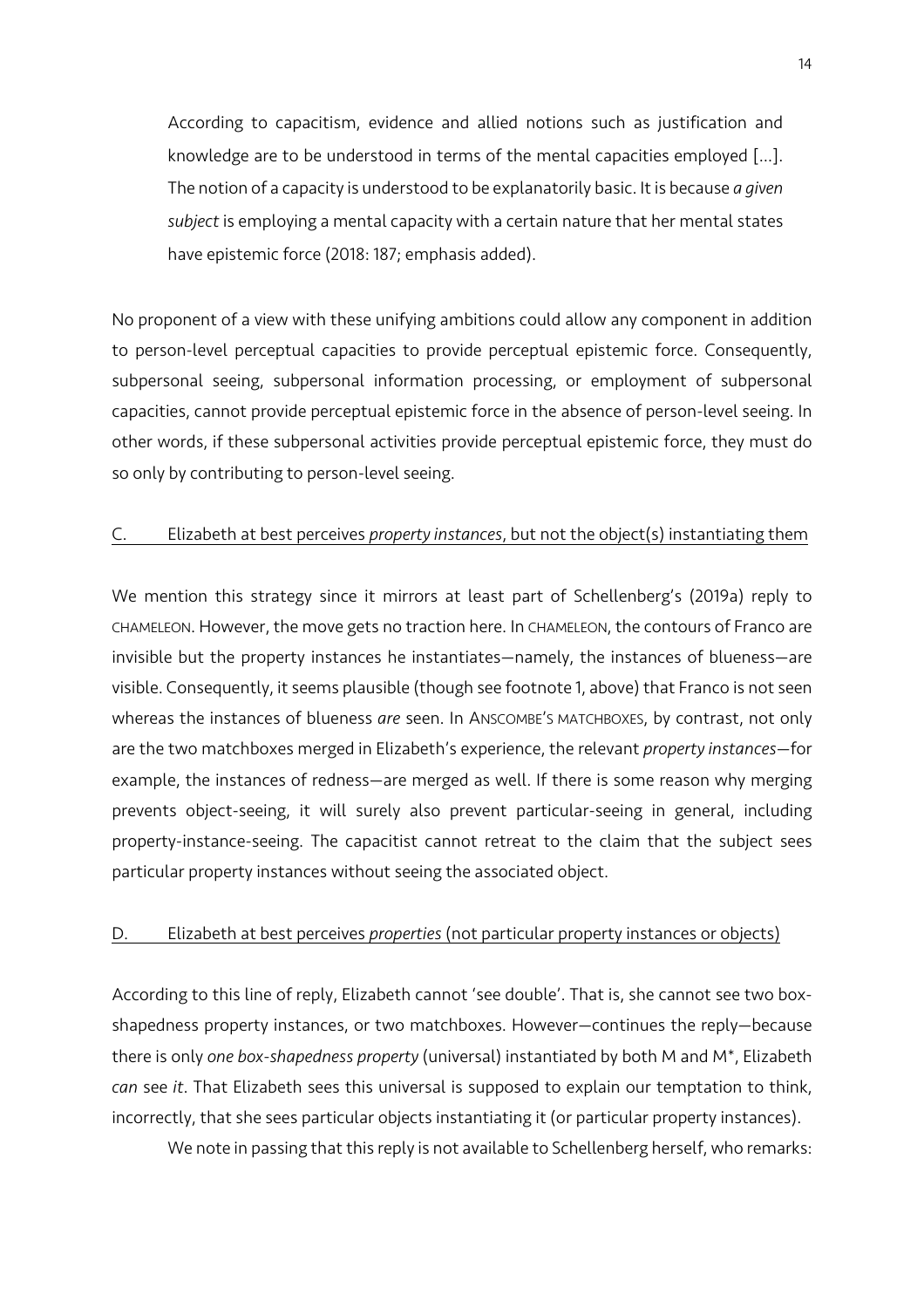> According to capacitism, evidence and allied notions such as justification and knowledge are to be understood in terms of the mental capacities employed [...]. The notion of a capacity is understood to be explanatorily basic. It is because *a given subject* is employing a mental capacity with a certain nature that her mental states have epistemic force (2018: 187; emphasis added).

No proponent of a view with these unifying ambitions could allow any component in addition to person-level perceptual capacities to provide perceptual epistemic force. Consequently, subpersonal seeing, subpersonal information processing, or employment of subpersonal capacities, cannot provide perceptual epistemic force in the absence of person-level seeing. In other words, if these subpersonal activities provide perceptual epistemic force, they must do so only by contributing to person-level seeing.

#### C. Elizabeth at best perceives *property instances*, but not the object(s) instantiating them

We mention this strategy since it mirrors at least part of Schellenberg's (2019a) reply to CHAMELEON. However, the move gets no traction here. In CHAMELEON, the contours of Franco are invisible but the property instances he instantiates—namely, the instances of blueness—are visible. Consequently, it seems plausible (though see footnote 1, above) that Franco is not seen whereas the instances of blueness *are* seen. In ANSCOMBE'S MATCHBOXES, by contrast, not only are the two matchboxes merged in Elizabeth's experience, the relevant *property instances*—for example, the instances of redness—are merged as well. If there is some reason why merging prevents object-seeing, it will surely also prevent particular-seeing in general, including property-instance-seeing. The capacitist cannot retreat to the claim that the subject sees particular property instances without seeing the associated object.

#### D. Elizabeth at best perceives *properties* (not particular property instances or objects)

According to this line of reply, Elizabeth cannot 'see double'. That is, she cannot see two box-shapedness property instances, or two matchboxes. However—continues the reply—because there is only *one box-shapedness property* (universal) instantiated by both M and M*, Elizabeth *can* see *it*. That Elizabeth sees this universal is supposed to explain our temptation to think, incorrectly, that she sees particular objects instantiating it (or particular property instances).

We note in passing that this reply is not available to Schellenberg herself, who remarks: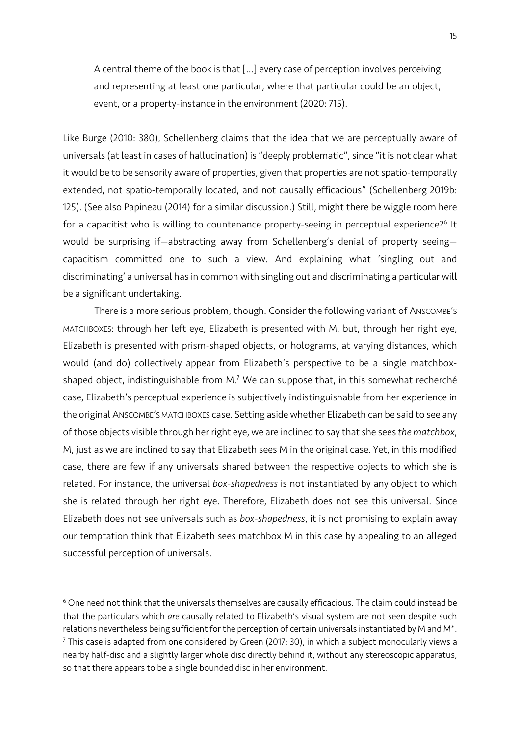> A central theme of the book is that [...] every case of perception involves perceiving and representing at least one particular, where that particular could be an object, event, or a property-instance in the environment (2020: 715).

Like Burge (2010: 380), Schellenberg claims that the idea that we are perceptually aware of universals (at least in cases of hallucination) is "deeply problematic", since "it is not clear what it would be to be sensorily aware of properties, given that properties are not spatio-temporally extended, not spatio-temporally located, and not causally efficacious" (Schellenberg 2019b: 125). (See also Papineau (2014) for a similar discussion.) Still, might there be wiggle room here for a capacitist who is willing to countenance property-seeing in perceptual experience?[6] It would be surprising if—abstracting away from Schellenberg's denial of property seeing—capacitism committed one to such a view. And explaining what 'singling out and discriminating' a universal has in common with singling out and discriminating a particular will be a significant undertaking.

There is a more serious problem, though. Consider the following variant of ANSCOMBE'S MATCHBOXES: through her left eye, Elizabeth is presented with M, but, through her right eye, Elizabeth is presented with prism-shaped objects, or holograms, at varying distances, which would (and do) collectively appear from Elizabeth's perspective to be a single matchbox-shaped object, indistinguishable from M.[7] We can suppose that, in this somewhat recherché case, Elizabeth's perceptual experience is subjectively indistinguishable from her experience in the original ANSCOMBE'S MATCHBOXES case. Setting aside whether Elizabeth can be said to see any of those objects visible through her right eye, we are inclined to say that she sees *the matchbox*, M, just as we are inclined to say that Elizabeth sees M in the original case. Yet, in this modified case, there are few if any universals shared between the respective objects to which she is related. For instance, the universal *box-shapedness* is not instantiated by any object to which she is related through her right eye. Therefore, Elizabeth does not see this universal. Since Elizabeth does not see universals such as *box-shapedness*, it is not promising to explain away our temptation think that Elizabeth sees matchbox M in this case by appealing to an alleged successful perception of universals.

---

[6] One need not think that the universals themselves are causally efficacious. The claim could instead be that the particulars which *are* causally related to Elizabeth's visual system are not seen despite such relations nevertheless being sufficient for the perception of certain universals instantiated by M and M*.

[7] This case is adapted from one considered by Green (2017: 30), in which a subject monocularly views a nearby half-disc and a slightly larger whole disc directly behind it, without any stereoscopic apparatus, so that there appears to be a single bounded disc in her environment.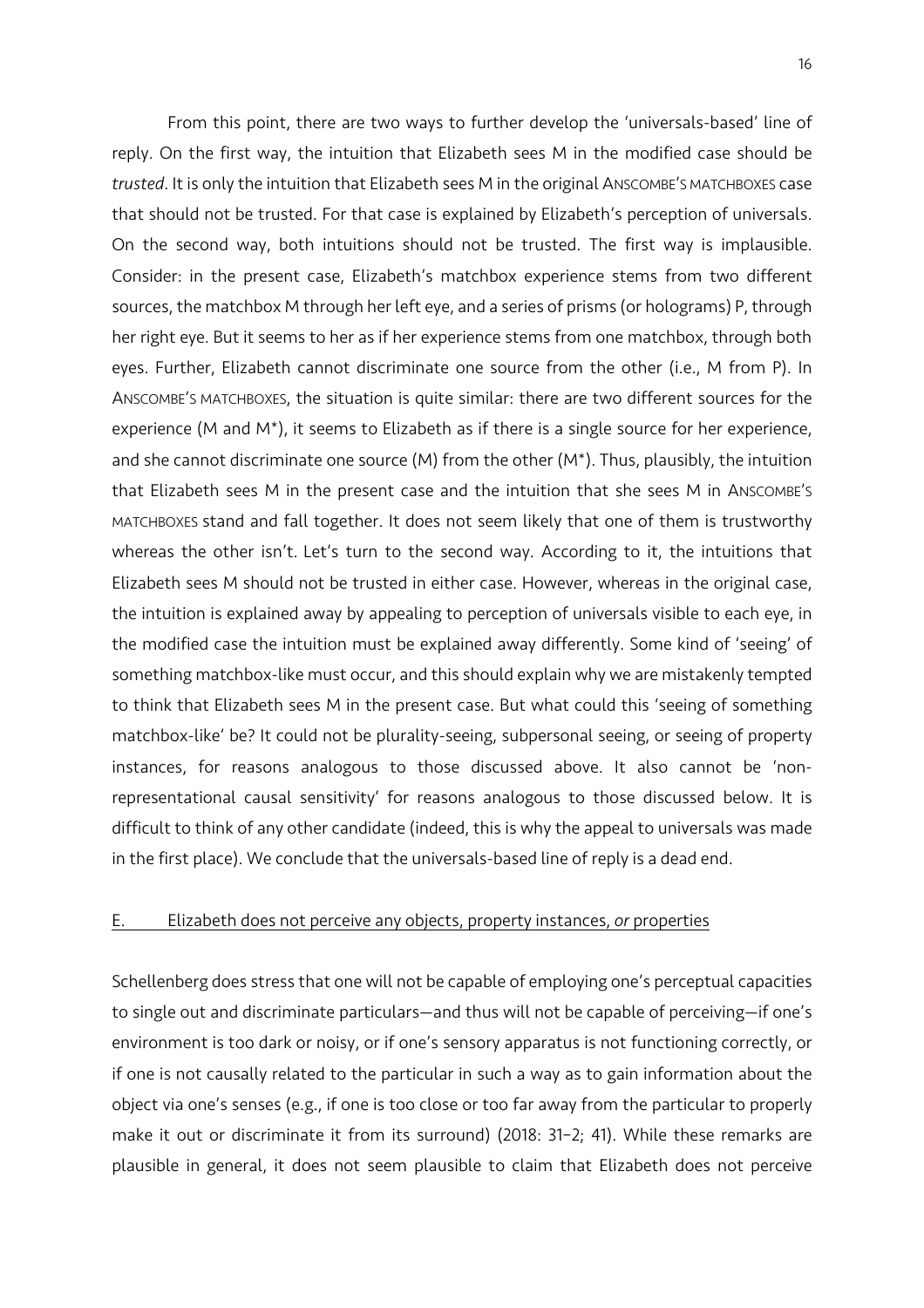From this point, there are two ways to further develop the 'universals-based' line of reply. On the first way, the intuition that Elizabeth sees M in the modified case should be *trusted*. It is only the intuition that Elizabeth sees M in the original ANSCOMBE'S MATCHBOXES case that should not be trusted. For that case is explained by Elizabeth's perception of universals. On the second way, both intuitions should not be trusted. The first way is implausible. Consider: in the present case, Elizabeth's matchbox experience stems from two different sources, the matchbox M through her left eye, and a series of prisms (or holograms) P, through her right eye. But it seems to her as if her experience stems from one matchbox, through both eyes. Further, Elizabeth cannot discriminate one source from the other (i.e., M from P). In ANSCOMBE'S MATCHBOXES, the situation is quite similar: there are two different sources for the experience (M and M*), it seems to Elizabeth as if there is a single source for her experience, and she cannot discriminate one source (M) from the other (M*). Thus, plausibly, the intuition that Elizabeth sees M in the present case and the intuition that she sees M in ANSCOMBE'S MATCHBOXES stand and fall together. It does not seem likely that one of them is trustworthy whereas the other isn't. Let's turn to the second way. According to it, the intuitions that Elizabeth sees M should not be trusted in either case. However, whereas in the original case, the intuition is explained away by appealing to perception of universals visible to each eye, in the modified case the intuition must be explained away differently. Some kind of 'seeing' of something matchbox-like must occur, and this should explain why we are mistakenly tempted to think that Elizabeth sees M in the present case. But what could this 'seeing of something matchbox-like' be? It could not be plurality-seeing, subpersonal seeing, or seeing of property instances, for reasons analogous to those discussed above. It also cannot be 'non-representational causal sensitivity' for reasons analogous to those discussed below. It is difficult to think of any other candidate (indeed, this is why the appeal to universals was made in the first place). We conclude that the universals-based line of reply is a dead end.

## E. Elizabeth does not perceive any objects, property instances, *or* properties

Schellenberg does stress that one will not be capable of employing one's perceptual capacities to single out and discriminate particulars—and thus will not be capable of perceiving—if one's environment is too dark or noisy, or if one's sensory apparatus is not functioning correctly, or if one is not causally related to the particular in such a way as to gain information about the object via one's senses (e.g., if one is too close or too far away from the particular to properly make it out or discriminate it from its surround) (2018: 31–2; 41). While these remarks are plausible in general, it does not seem plausible to claim that Elizabeth does not perceive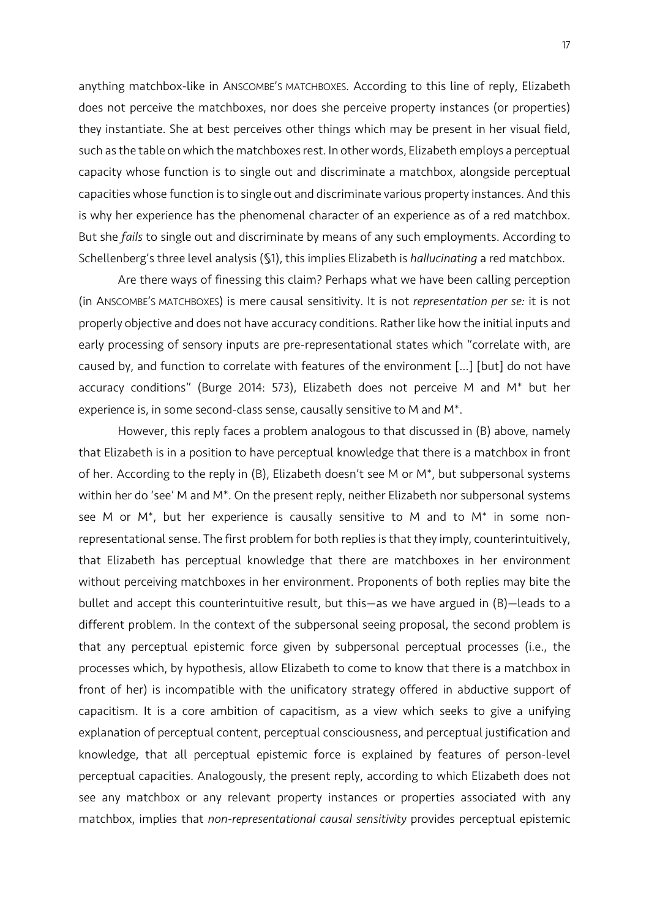anything matchbox-like in ANSCOMBE'S MATCHBOXES. According to this line of reply, Elizabeth does not perceive the matchboxes, nor does she perceive property instances (or properties) they instantiate. She at best perceives other things which may be present in her visual field, such as the table on which the matchboxes rest. In other words, Elizabeth employs a perceptual capacity whose function is to single out and discriminate a matchbox, alongside perceptual capacities whose function is to single out and discriminate various property instances. And this is why her experience has the phenomenal character of an experience as of a red matchbox. But she *fails* to single out and discriminate by means of any such employments. According to Schellenberg's three level analysis (§1), this implies Elizabeth is *hallucinating* a red matchbox.

Are there ways of finessing this claim? Perhaps what we have been calling perception (in ANSCOMBE'S MATCHBOXES) is mere causal sensitivity. It is not *representation per se:* it is not properly objective and does not have accuracy conditions. Rather like how the initial inputs and early processing of sensory inputs are pre-representational states which "correlate with, are caused by, and function to correlate with features of the environment [...] [but] do not have accuracy conditions" (Burge 2014: 573), Elizabeth does not perceive M and M* but her experience is, in some second-class sense, causally sensitive to M and M*.

However, this reply faces a problem analogous to that discussed in (B) above, namely that Elizabeth is in a position to have perceptual knowledge that there is a matchbox in front of her. According to the reply in (B), Elizabeth doesn't see M or M*, but subpersonal systems within her do 'see' M and M*. On the present reply, neither Elizabeth nor subpersonal systems see M or M*, but her experience is causally sensitive to M and to M* in some non-representational sense. The first problem for both replies is that they imply, counterintuitively, that Elizabeth has perceptual knowledge that there are matchboxes in her environment without perceiving matchboxes in her environment. Proponents of both replies may bite the bullet and accept this counterintuitive result, but this—as we have argued in (B)—leads to a different problem. In the context of the subpersonal seeing proposal, the second problem is that any perceptual epistemic force given by subpersonal perceptual processes (i.e., the processes which, by hypothesis, allow Elizabeth to come to know that there is a matchbox in front of her) is incompatible with the unificatory strategy offered in abductive support of capacitism. It is a core ambition of capacitism, as a view which seeks to give a unifying explanation of perceptual content, perceptual consciousness, and perceptual justification and knowledge, that all perceptual epistemic force is explained by features of person-level perceptual capacities. Analogously, the present reply, according to which Elizabeth does not see any matchbox or any relevant property instances or properties associated with any matchbox, implies that *non-representational causal sensitivity* provides perceptual epistemic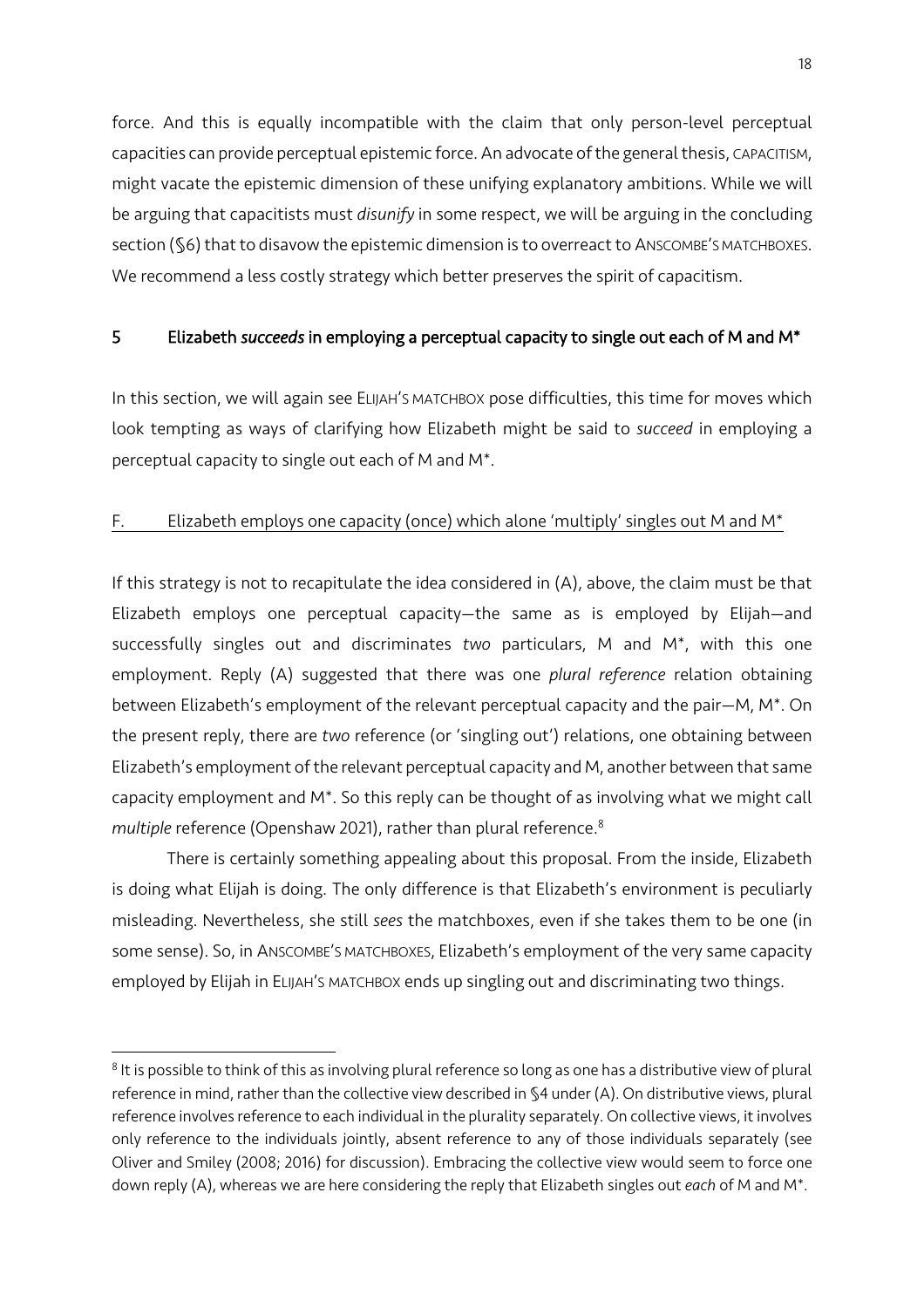force. And this is equally incompatible with the claim that only person-level perceptual capacities can provide perceptual epistemic force. An advocate of the general thesis, CAPACITISM, might vacate the epistemic dimension of these unifying explanatory ambitions. While we will be arguing that capacitists must *disunify* in some respect, we will be arguing in the concluding section (§6) that to disavow the epistemic dimension is to overreact to ANSCOMBE'S MATCHBOXES. We recommend a less costly strategy which better preserves the spirit of capacitism.

## 5 Elizabeth *succeeds* in employing a perceptual capacity to single out each of M and M*

In this section, we will again see ELIJAH'S MATCHBOX pose difficulties, this time for moves which look tempting as ways of clarifying how Elizabeth might be said to *succeed* in employing a perceptual capacity to single out each of M and M*.

### F. Elizabeth employs one capacity (once) which alone 'multiply' singles out M and M*

If this strategy is not to recapitulate the idea considered in (A), above, the claim must be that Elizabeth employs one perceptual capacity—the same as is employed by Elijah—and successfully singles out and discriminates *two* particulars, M and M*, with this one employment. Reply (A) suggested that there was one *plural reference* relation obtaining between Elizabeth's employment of the relevant perceptual capacity and the pair—M, M*. On the present reply, there are *two* reference (or 'singling out') relations, one obtaining between Elizabeth's employment of the relevant perceptual capacity and M, another between that same capacity employment and M*. So this reply can be thought of as involving what we might call *multiple* reference (Openshaw 2021), rather than plural reference.[8]

There is certainly something appealing about this proposal. From the inside, Elizabeth is doing what Elijah is doing. The only difference is that Elizabeth's environment is peculiarly misleading. Nevertheless, she still *sees* the matchboxes, even if she takes them to be one (in some sense). So, in ANSCOMBE'S MATCHBOXES, Elizabeth's employment of the very same capacity employed by Elijah in ELIJAH'S MATCHBOX ends up singling out and discriminating two things.

---

[8] It is possible to think of this as involving plural reference so long as one has a distributive view of plural reference in mind, rather than the collective view described in §4 under (A). On distributive views, plural reference involves reference to each individual in the plurality separately. On collective views, it involves only reference to the individuals jointly, absent reference to any of those individuals separately (see Oliver and Smiley (2008; 2016) for discussion). Embracing the collective view would seem to force one down reply (A), whereas we are here considering the reply that Elizabeth singles out *each* of M and M*.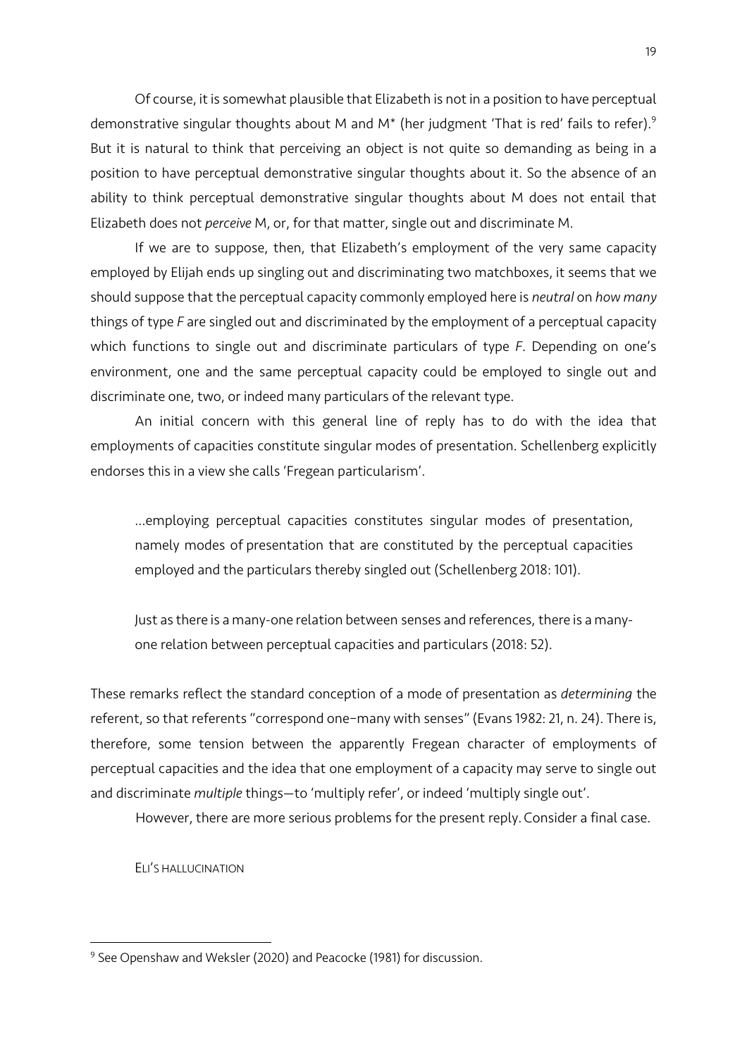Of course, it is somewhat plausible that Elizabeth is not in a position to have perceptual demonstrative singular thoughts about M and M* (her judgment 'That is red' fails to refer).[9] But it is natural to think that perceiving an object is not quite so demanding as being in a position to have perceptual demonstrative singular thoughts about it. So the absence of an ability to think perceptual demonstrative singular thoughts about M does not entail that Elizabeth does not *perceive* M, or, for that matter, single out and discriminate M.

If we are to suppose, then, that Elizabeth's employment of the very same capacity employed by Elijah ends up singling out and discriminating two matchboxes, it seems that we should suppose that the perceptual capacity commonly employed here is *neutral* on *how many* things of type *F* are singled out and discriminated by the employment of a perceptual capacity which functions to single out and discriminate particulars of type *F*. Depending on one's environment, one and the same perceptual capacity could be employed to single out and discriminate one, two, or indeed many particulars of the relevant type.

An initial concern with this general line of reply has to do with the idea that employments of capacities constitute singular modes of presentation. Schellenberg explicitly endorses this in a view she calls 'Fregean particularism'.

> …employing perceptual capacities constitutes singular modes of presentation, namely modes of presentation that are constituted by the perceptual capacities employed and the particulars thereby singled out (Schellenberg 2018: 101).

> Just as there is a many-one relation between senses and references, there is a many-one relation between perceptual capacities and particulars (2018: 52).

These remarks reflect the standard conception of a mode of presentation as *determining* the referent, so that referents "correspond one–many with senses" (Evans 1982: 21, n. 24). There is, therefore, some tension between the apparently Fregean character of employments of perceptual capacities and the idea that one employment of a capacity may serve to single out and discriminate *multiple* things—to 'multiply refer', or indeed 'multiply single out'.

However, there are more serious problems for the present reply. Consider a final case.

Eli's hallucination

[9] See Openshaw and Weksler (2020) and Peacocke (1981) for discussion.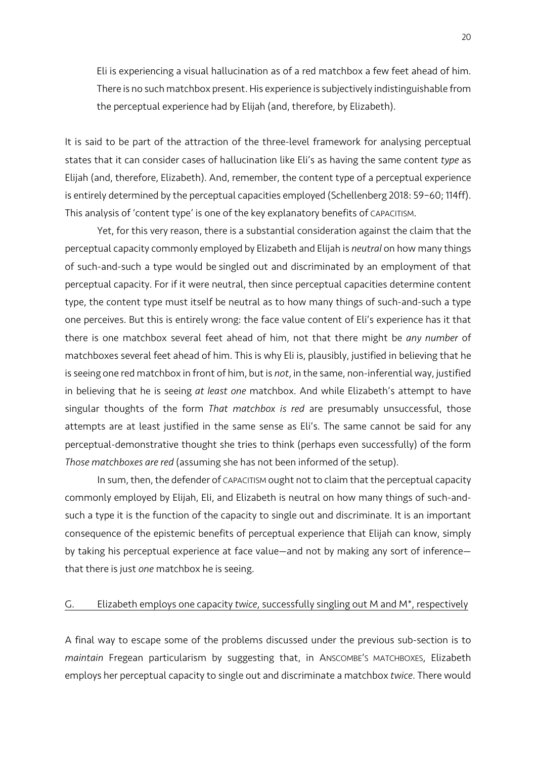> Eli is experiencing a visual hallucination as of a red matchbox a few feet ahead of him. There is no such matchbox present. His experience is subjectively indistinguishable from the perceptual experience had by Elijah (and, therefore, by Elizabeth).

It is said to be part of the attraction of the three-level framework for analysing perceptual states that it can consider cases of hallucination like Eli's as having the same content *type* as Elijah (and, therefore, Elizabeth). And, remember, the content type of a perceptual experience is entirely determined by the perceptual capacities employed (Schellenberg 2018: 59–60; 114ff). This analysis of 'content type' is one of the key explanatory benefits of CAPACITISM.

Yet, for this very reason, there is a substantial consideration against the claim that the perceptual capacity commonly employed by Elizabeth and Elijah is *neutral* on how many things of such-and-such a type would be singled out and discriminated by an employment of that perceptual capacity. For if it were neutral, then since perceptual capacities determine content type, the content type must itself be neutral as to how many things of such-and-such a type one perceives. But this is entirely wrong: the face value content of Eli's experience has it that there is one matchbox several feet ahead of him, not that there might be *any number* of matchboxes several feet ahead of him. This is why Eli is, plausibly, justified in believing that he is seeing one red matchbox in front of him, but is *not*, in the same, non-inferential way, justified in believing that he is seeing *at least one* matchbox. And while Elizabeth's attempt to have singular thoughts of the form *That matchbox is red* are presumably unsuccessful, those attempts are at least justified in the same sense as Eli's. The same cannot be said for any perceptual-demonstrative thought she tries to think (perhaps even successfully) of the form *Those matchboxes are red* (assuming she has not been informed of the setup).

In sum, then, the defender of CAPACITISM ought not to claim that the perceptual capacity commonly employed by Elijah, Eli, and Elizabeth is neutral on how many things of such-and-such a type it is the function of the capacity to single out and discriminate. It is an important consequence of the epistemic benefits of perceptual experience that Elijah can know, simply by taking his perceptual experience at face value—and not by making any sort of inference—that there is just *one* matchbox he is seeing.

### G. Elizabeth employs one capacity *twice*, successfully singling out M and M*, respectively

A final way to escape some of the problems discussed under the previous sub-section is to *maintain* Fregean particularism by suggesting that, in ANSCOMBE'S MATCHBOXES, Elizabeth employs her perceptual capacity to single out and discriminate a matchbox *twice*. There would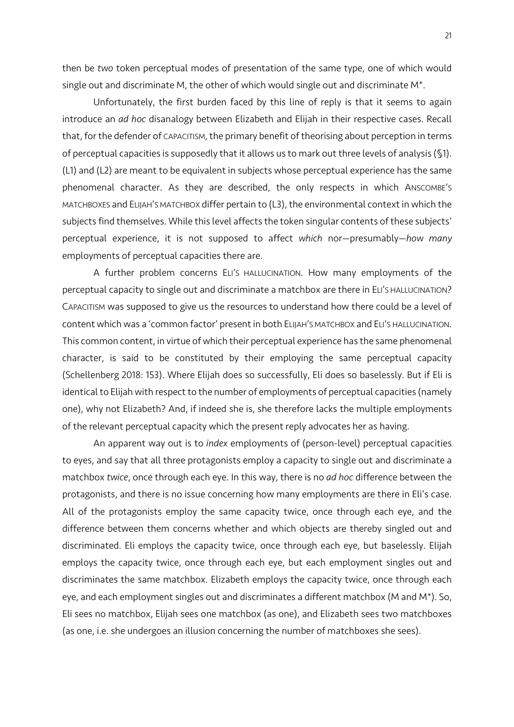then be *two* token perceptual modes of presentation of the same type, one of which would single out and discriminate M, the other of which would single out and discriminate M*.

Unfortunately, the first burden faced by this line of reply is that it seems to again introduce an *ad hoc* disanalogy between Elizabeth and Elijah in their respective cases. Recall that, for the defender of CAPACITISM, the primary benefit of theorising about perception in terms of perceptual capacities is supposedly that it allows us to mark out three levels of analysis (§1). (L1) and (L2) are meant to be equivalent in subjects whose perceptual experience has the same phenomenal character. As they are described, the only respects in which ANSCOMBE'S MATCHBOXES and ELIJAH'S MATCHBOX differ pertain to (L3), the environmental context in which the subjects find themselves. While this level affects the token singular contents of these subjects' perceptual experience, it is not supposed to affect *which* nor—presumably—*how many* employments of perceptual capacities there are.

A further problem concerns ELI'S HALLUCINATION. How many employments of the perceptual capacity to single out and discriminate a matchbox are there in ELI'S HALLUCINATION? CAPACITISM was supposed to give us the resources to understand how there could be a level of content which was a 'common factor' present in both ELIJAH'S MATCHBOX and ELI'S HALLUCINATION. This common content, in virtue of which their perceptual experience has the same phenomenal character, is said to be constituted by their employing the same perceptual capacity (Schellenberg 2018: 153). Where Elijah does so successfully, Eli does so baselessly. But if Eli is identical to Elijah with respect to the number of employments of perceptual capacities (namely one), why not Elizabeth? And, if indeed she is, she therefore lacks the multiple employments of the relevant perceptual capacity which the present reply advocates her as having.

An apparent way out is to *index* employments of (person-level) perceptual capacities to eyes, and say that all three protagonists employ a capacity to single out and discriminate a matchbox *twice*, once through each eye. In this way, there is no *ad hoc* difference between the protagonists, and there is no issue concerning how many employments are there in Eli's case. All of the protagonists employ the same capacity twice, once through each eye, and the difference between them concerns whether and which objects are thereby singled out and discriminated. Eli employs the capacity twice, once through each eye, but baselessly. Elijah employs the capacity twice, once through each eye, but each employment singles out and discriminates the same matchbox. Elizabeth employs the capacity twice, once through each eye, and each employment singles out and discriminates a different matchbox (M and M*). So, Eli sees no matchbox, Elijah sees one matchbox (as one), and Elizabeth sees two matchboxes (as one, i.e. she undergoes an illusion concerning the number of matchboxes she sees).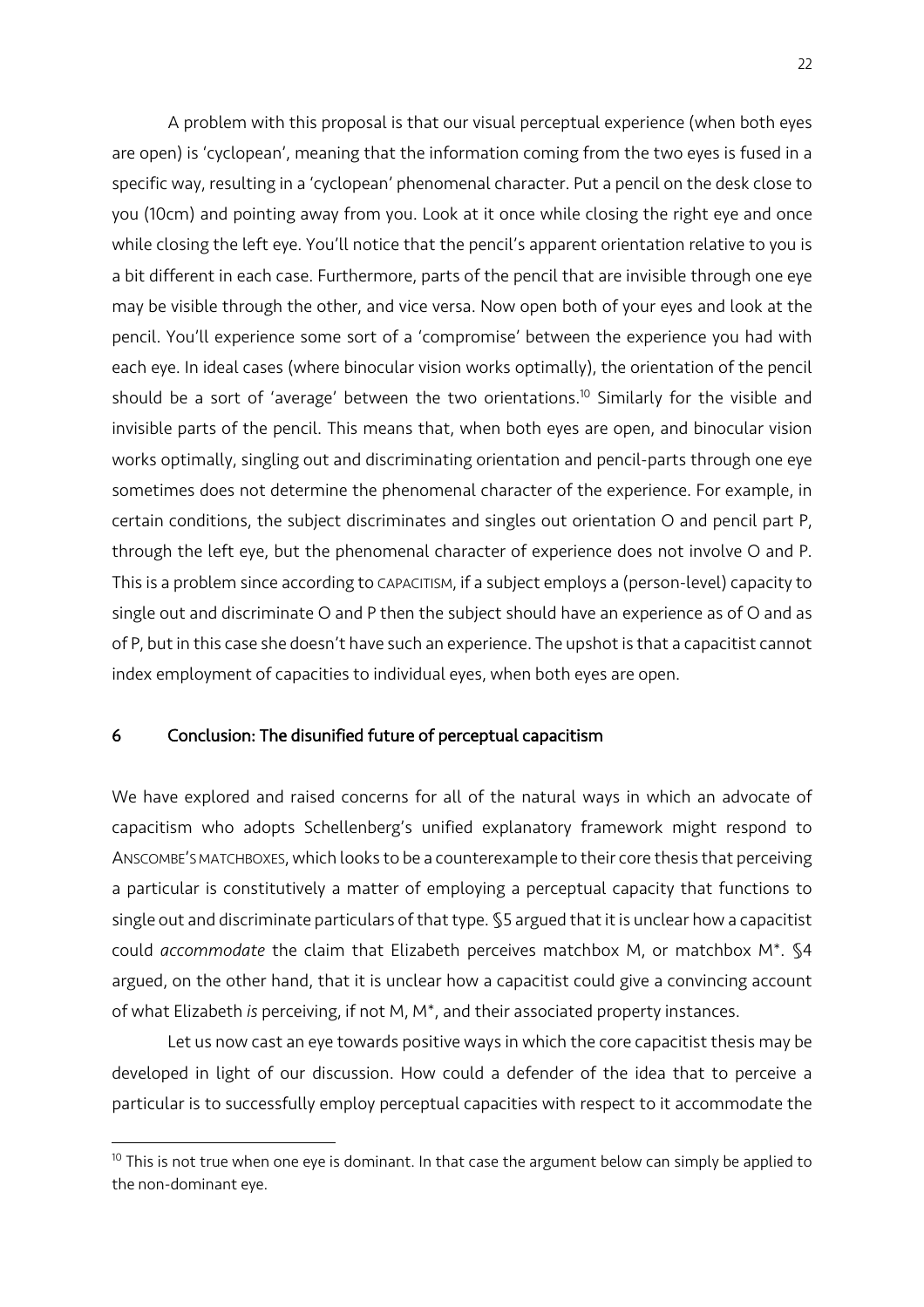A problem with this proposal is that our visual perceptual experience (when both eyes are open) is 'cyclopean', meaning that the information coming from the two eyes is fused in a specific way, resulting in a 'cyclopean' phenomenal character. Put a pencil on the desk close to you (10cm) and pointing away from you. Look at it once while closing the right eye and once while closing the left eye. You'll notice that the pencil's apparent orientation relative to you is a bit different in each case. Furthermore, parts of the pencil that are invisible through one eye may be visible through the other, and vice versa. Now open both of your eyes and look at the pencil. You'll experience some sort of a 'compromise' between the experience you had with each eye. In ideal cases (where binocular vision works optimally), the orientation of the pencil should be a sort of 'average' between the two orientations.[10] Similarly for the visible and invisible parts of the pencil. This means that, when both eyes are open, and binocular vision works optimally, singling out and discriminating orientation and pencil-parts through one eye sometimes does not determine the phenomenal character of the experience. For example, in certain conditions, the subject discriminates and singles out orientation O and pencil part P, through the left eye, but the phenomenal character of experience does not involve O and P. This is a problem since according to CAPACITISM, if a subject employs a (person-level) capacity to single out and discriminate O and P then the subject should have an experience as of O and as of P, but in this case she doesn't have such an experience. The upshot is that a capacitist cannot index employment of capacities to individual eyes, when both eyes are open.

## 6 Conclusion: The disunified future of perceptual capacitism

We have explored and raised concerns for all of the natural ways in which an advocate of capacitism who adopts Schellenberg's unified explanatory framework might respond to ANSCOMBE'S MATCHBOXES, which looks to be a counterexample to their core thesis that perceiving a particular is constitutively a matter of employing a perceptual capacity that functions to single out and discriminate particulars of that type. §5 argued that it is unclear how a capacitist could *accommodate* the claim that Elizabeth perceives matchbox M, or matchbox M*. §4 argued, on the other hand, that it is unclear how a capacitist could give a convincing account of what Elizabeth *is* perceiving, if not M, M*, and their associated property instances.

Let us now cast an eye towards positive ways in which the core capacitist thesis may be developed in light of our discussion. How could a defender of the idea that to perceive a particular is to successfully employ perceptual capacities with respect to it accommodate the

[10] This is not true when one eye is dominant. In that case the argument below can simply be applied to the non-dominant eye.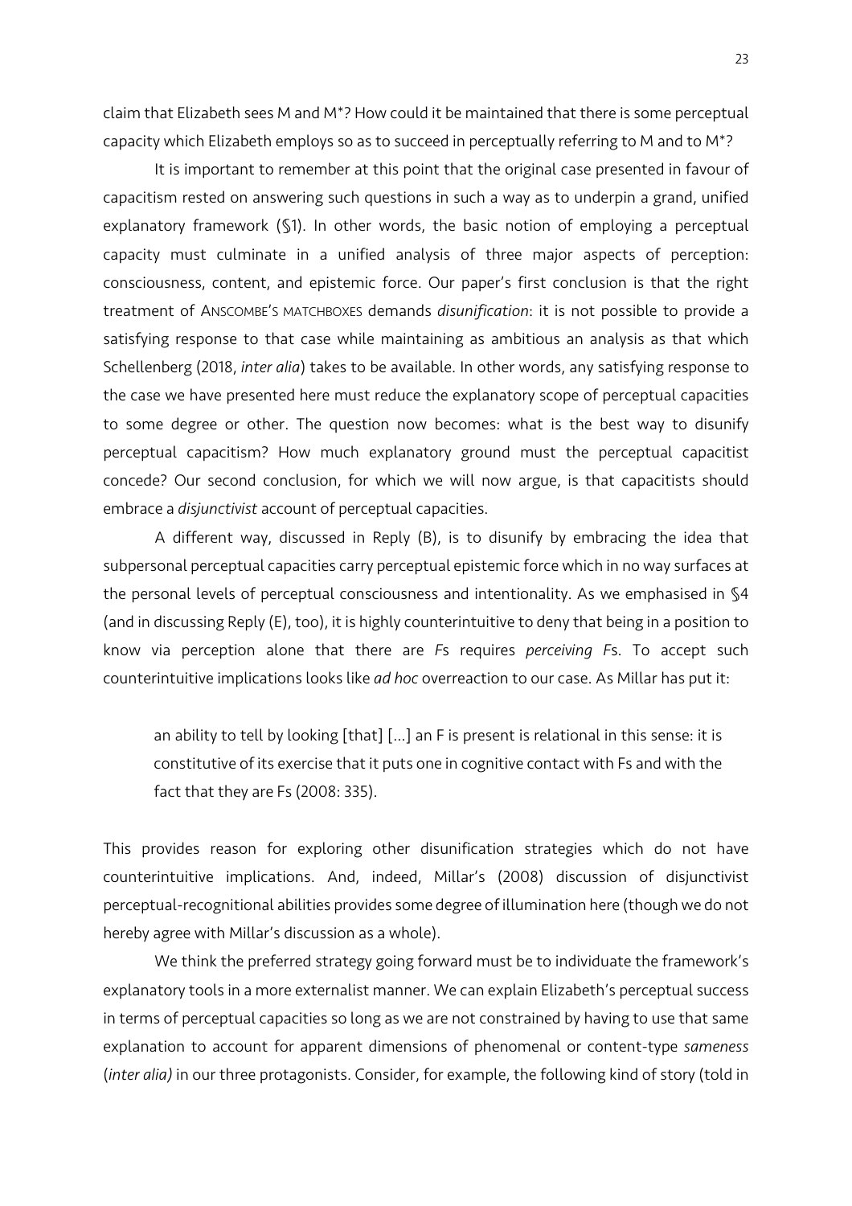claim that Elizabeth sees M and M*? How could it be maintained that there is some perceptual capacity which Elizabeth employs so as to succeed in perceptually referring to M and to M*?

It is important to remember at this point that the original case presented in favour of capacitism rested on answering such questions in such a way as to underpin a grand, unified explanatory framework (§1). In other words, the basic notion of employing a perceptual capacity must culminate in a unified analysis of three major aspects of perception: consciousness, content, and epistemic force. Our paper's first conclusion is that the right treatment of ANSCOMBE'S MATCHBOXES demands *disunification*: it is not possible to provide a satisfying response to that case while maintaining as ambitious an analysis as that which Schellenberg (2018, *inter alia*) takes to be available. In other words, any satisfying response to the case we have presented here must reduce the explanatory scope of perceptual capacities to some degree or other. The question now becomes: what is the best way to disunify perceptual capacitism? How much explanatory ground must the perceptual capacitist concede? Our second conclusion, for which we will now argue, is that capacitists should embrace a *disjunctivist* account of perceptual capacities.

A different way, discussed in Reply (B), is to disunify by embracing the idea that subpersonal perceptual capacities carry perceptual epistemic force which in no way surfaces at the personal levels of perceptual consciousness and intentionality. As we emphasised in §4 (and in discussing Reply (E), too), it is highly counterintuitive to deny that being in a position to know via perception alone that there are *F*s requires *perceiving F*s. To accept such counterintuitive implications looks like *ad hoc* overreaction to our case. As Millar has put it:

> an ability to tell by looking [that] [...] an F is present is relational in this sense: it is constitutive of its exercise that it puts one in cognitive contact with Fs and with the fact that they are Fs (2008: 335).

This provides reason for exploring other disunification strategies which do not have counterintuitive implications. And, indeed, Millar's (2008) discussion of disjunctivist perceptual-recognitional abilities provides some degree of illumination here (though we do not hereby agree with Millar's discussion as a whole).

We think the preferred strategy going forward must be to individuate the framework's explanatory tools in a more externalist manner. We can explain Elizabeth's perceptual success in terms of perceptual capacities so long as we are not constrained by having to use that same explanation to account for apparent dimensions of phenomenal or content-type *sameness* (*inter alia)* in our three protagonists. Consider, for example, the following kind of story (told in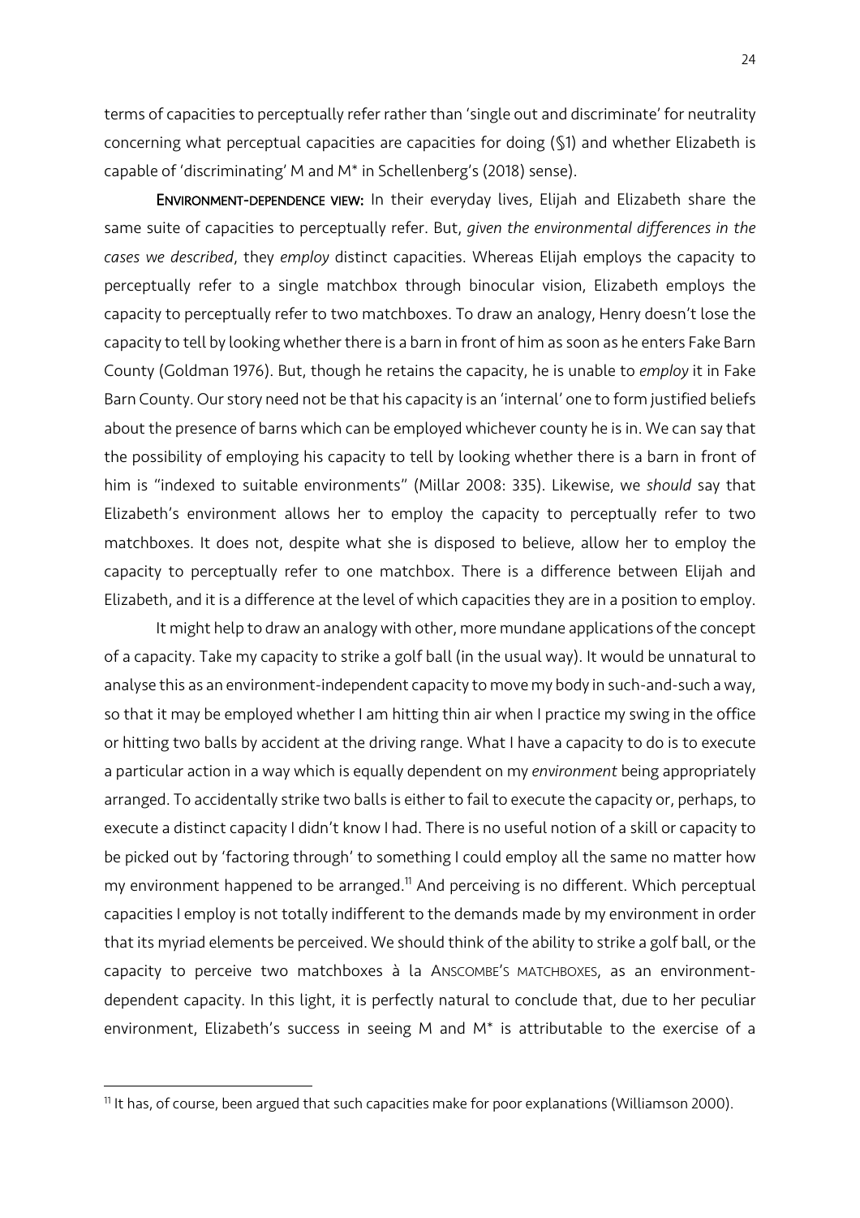terms of capacities to perceptually refer rather than 'single out and discriminate' for neutrality concerning what perceptual capacities are capacities for doing (§1) and whether Elizabeth is capable of 'discriminating' M and M* in Schellenberg's (2018) sense).

**Environment-dependence view:** In their everyday lives, Elijah and Elizabeth share the same suite of capacities to perceptually refer. But, *given the environmental differences in the cases we described*, they *employ* distinct capacities. Whereas Elijah employs the capacity to perceptually refer to a single matchbox through binocular vision, Elizabeth employs the capacity to perceptually refer to two matchboxes. To draw an analogy, Henry doesn't lose the capacity to tell by looking whether there is a barn in front of him as soon as he enters Fake Barn County (Goldman 1976). But, though he retains the capacity, he is unable to *employ* it in Fake Barn County. Our story need not be that his capacity is an 'internal' one to form justified beliefs about the presence of barns which can be employed whichever county he is in. We can say that the possibility of employing his capacity to tell by looking whether there is a barn in front of him is "indexed to suitable environments" (Millar 2008: 335). Likewise, we *should* say that Elizabeth's environment allows her to employ the capacity to perceptually refer to two matchboxes. It does not, despite what she is disposed to believe, allow her to employ the capacity to perceptually refer to one matchbox. There is a difference between Elijah and Elizabeth, and it is a difference at the level of which capacities they are in a position to employ.

It might help to draw an analogy with other, more mundane applications of the concept of a capacity. Take my capacity to strike a golf ball (in the usual way). It would be unnatural to analyse this as an environment-independent capacity to move my body in such-and-such a way, so that it may be employed whether I am hitting thin air when I practice my swing in the office or hitting two balls by accident at the driving range. What I have a capacity to do is to execute a particular action in a way which is equally dependent on my *environment* being appropriately arranged. To accidentally strike two balls is either to fail to execute the capacity or, perhaps, to execute a distinct capacity I didn't know I had. There is no useful notion of a skill or capacity to be picked out by 'factoring through' to something I could employ all the same no matter how my environment happened to be arranged.[11] And perceiving is no different. Which perceptual capacities I employ is not totally indifferent to the demands made by my environment in order that its myriad elements be perceived. We should think of the ability to strike a golf ball, or the capacity to perceive two matchboxes à la Anscombe's matchboxes, as an environment-dependent capacity. In this light, it is perfectly natural to conclude that, due to her peculiar environment, Elizabeth's success in seeing M and M* is attributable to the exercise of a

[11] It has, of course, been argued that such capacities make for poor explanations (Williamson 2000).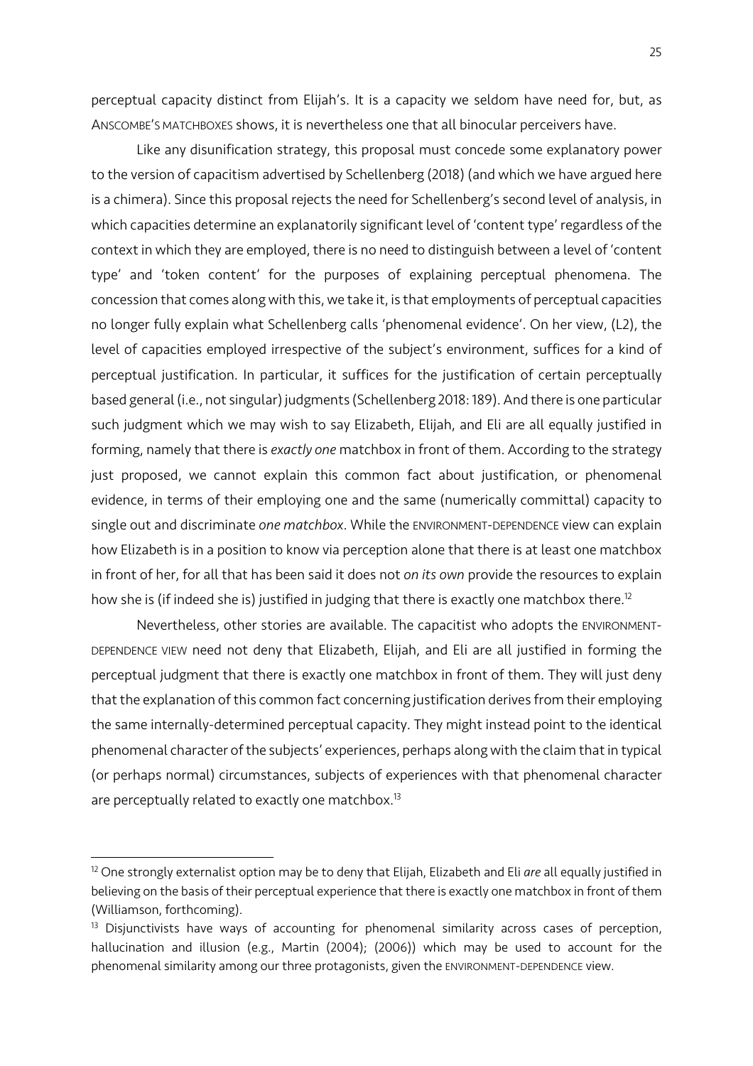perceptual capacity distinct from Elijah's. It is a capacity we seldom have need for, but, as ANSCOMBE'S MATCHBOXES shows, it is nevertheless one that all binocular perceivers have.

Like any disunification strategy, this proposal must concede some explanatory power to the version of capacitism advertised by Schellenberg (2018) (and which we have argued here is a chimera). Since this proposal rejects the need for Schellenberg's second level of analysis, in which capacities determine an explanatorily significant level of 'content type' regardless of the context in which they are employed, there is no need to distinguish between a level of 'content type' and 'token content' for the purposes of explaining perceptual phenomena. The concession that comes along with this, we take it, is that employments of perceptual capacities no longer fully explain what Schellenberg calls 'phenomenal evidence'. On her view, (L2), the level of capacities employed irrespective of the subject's environment, suffices for a kind of perceptual justification. In particular, it suffices for the justification of certain perceptually based general (i.e., not singular) judgments (Schellenberg 2018: 189). And there is one particular such judgment which we may wish to say Elizabeth, Elijah, and Eli are all equally justified in forming, namely that there is *exactly one* matchbox in front of them. According to the strategy just proposed, we cannot explain this common fact about justification, or phenomenal evidence, in terms of their employing one and the same (numerically committal) capacity to single out and discriminate *one matchbox*. While the ENVIRONMENT-DEPENDENCE view can explain how Elizabeth is in a position to know via perception alone that there is at least one matchbox in front of her, for all that has been said it does not *on its own* provide the resources to explain how she is (if indeed she is) justified in judging that there is exactly one matchbox there.[12]

Nevertheless, other stories are available. The capacitist who adopts the ENVIRONMENT-DEPENDENCE VIEW need not deny that Elizabeth, Elijah, and Eli are all justified in forming the perceptual judgment that there is exactly one matchbox in front of them. They will just deny that the explanation of this common fact concerning justification derives from their employing the same internally-determined perceptual capacity. They might instead point to the identical phenomenal character of the subjects' experiences, perhaps along with the claim that in typical (or perhaps normal) circumstances, subjects of experiences with that phenomenal character are perceptually related to exactly one matchbox.[13]

---

[12] One strongly externalist option may be to deny that Elijah, Elizabeth and Eli *are* all equally justified in believing on the basis of their perceptual experience that there is exactly one matchbox in front of them (Williamson, forthcoming).

[13] Disjunctivists have ways of accounting for phenomenal similarity across cases of perception, hallucination and illusion (e.g., Martin (2004); (2006)) which may be used to account for the phenomenal similarity among our three protagonists, given the ENVIRONMENT-DEPENDENCE view.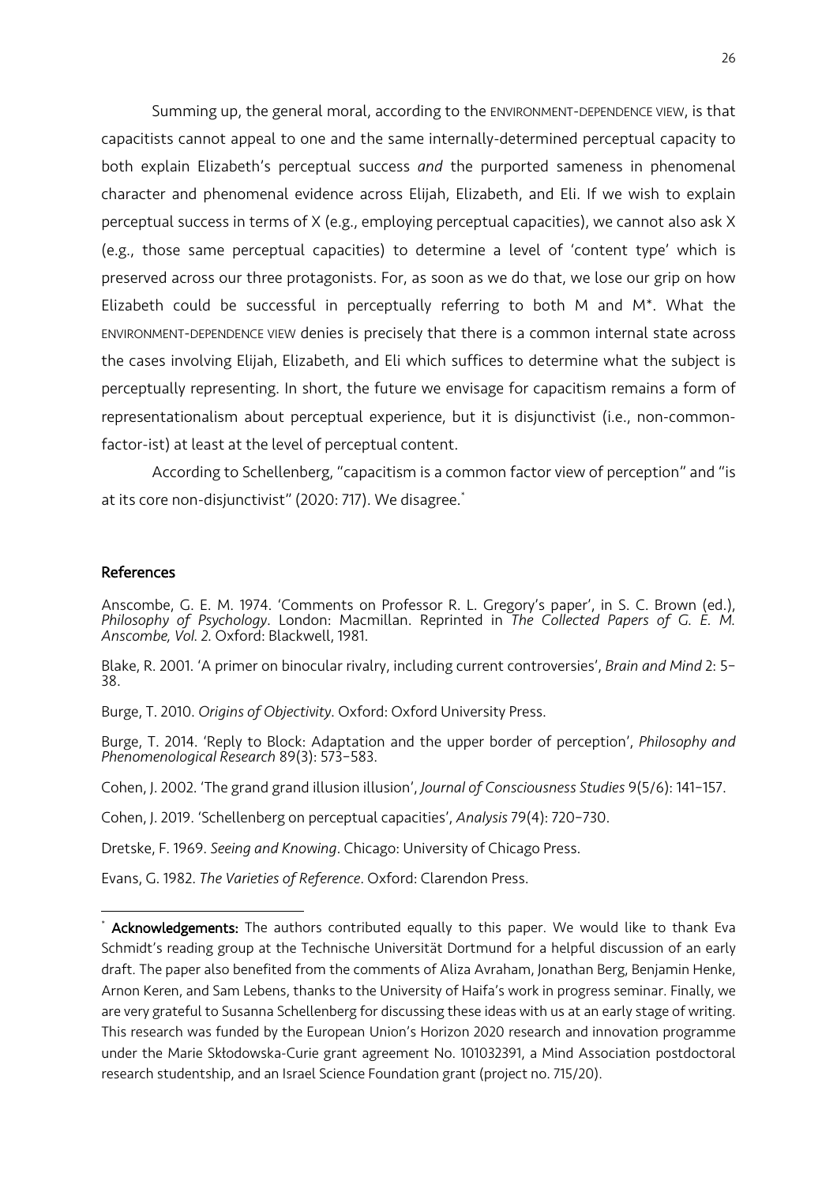Summing up, the general moral, according to the ENVIRONMENT-DEPENDENCE VIEW, is that capacitists cannot appeal to one and the same internally-determined perceptual capacity to both explain Elizabeth's perceptual success *and* the purported sameness in phenomenal character and phenomenal evidence across Elijah, Elizabeth, and Eli. If we wish to explain perceptual success in terms of X (e.g., employing perceptual capacities), we cannot also ask X (e.g., those same perceptual capacities) to determine a level of 'content type' which is preserved across our three protagonists. For, as soon as we do that, we lose our grip on how Elizabeth could be successful in perceptually referring to both M and M*. What the ENVIRONMENT-DEPENDENCE VIEW denies is precisely that there is a common internal state across the cases involving Elijah, Elizabeth, and Eli which suffices to determine what the subject is perceptually representing. In short, the future we envisage for capacitism remains a form of representationalism about perceptual experience, but it is disjunctivist (i.e., non-common-factor-ist) at least at the level of perceptual content.

According to Schellenberg, "capacitism is a common factor view of perception" and "is at its core non-disjunctivist" (2020: 717). We disagree.*

## References

Anscombe, G. E. M. 1974. 'Comments on Professor R. L. Gregory's paper', in S. C. Brown (ed.), *Philosophy of Psychology*. London: Macmillan. Reprinted in *The Collected Papers of G. E. M. Anscombe, Vol. 2.* Oxford: Blackwell, 1981.

Blake, R. 2001. 'A primer on binocular rivalry, including current controversies', *Brain and Mind* 2: 5–38.

Burge, T. 2010. *Origins of Objectivity*. Oxford: Oxford University Press.

Burge, T. 2014. 'Reply to Block: Adaptation and the upper border of perception', *Philosophy and Phenomenological Research* 89(3): 573–583.

Cohen, J. 2002. 'The grand grand illusion illusion', *Journal of Consciousness Studies* 9(5/6): 141–157.

Cohen, J. 2019. 'Schellenberg on perceptual capacities', *Analysis* 79(4): 720–730.

Dretske, F. 1969. *Seeing and Knowing*. Chicago: University of Chicago Press.

Evans, G. 1982. *The Varieties of Reference*. Oxford: Clarendon Press.

* **Acknowledgements:** The authors contributed equally to this paper. We would like to thank Eva Schmidt's reading group at the Technische Universität Dortmund for a helpful discussion of an early draft. The paper also benefited from the comments of Aliza Avraham, Jonathan Berg, Benjamin Henke, Arnon Keren, and Sam Lebens, thanks to the University of Haifa's work in progress seminar. Finally, we are very grateful to Susanna Schellenberg for discussing these ideas with us at an early stage of writing. This research was funded by the European Union's Horizon 2020 research and innovation programme under the Marie Skłodowska-Curie grant agreement No. 101032391, a Mind Association postdoctoral research studentship, and an Israel Science Foundation grant (project no. 715/20).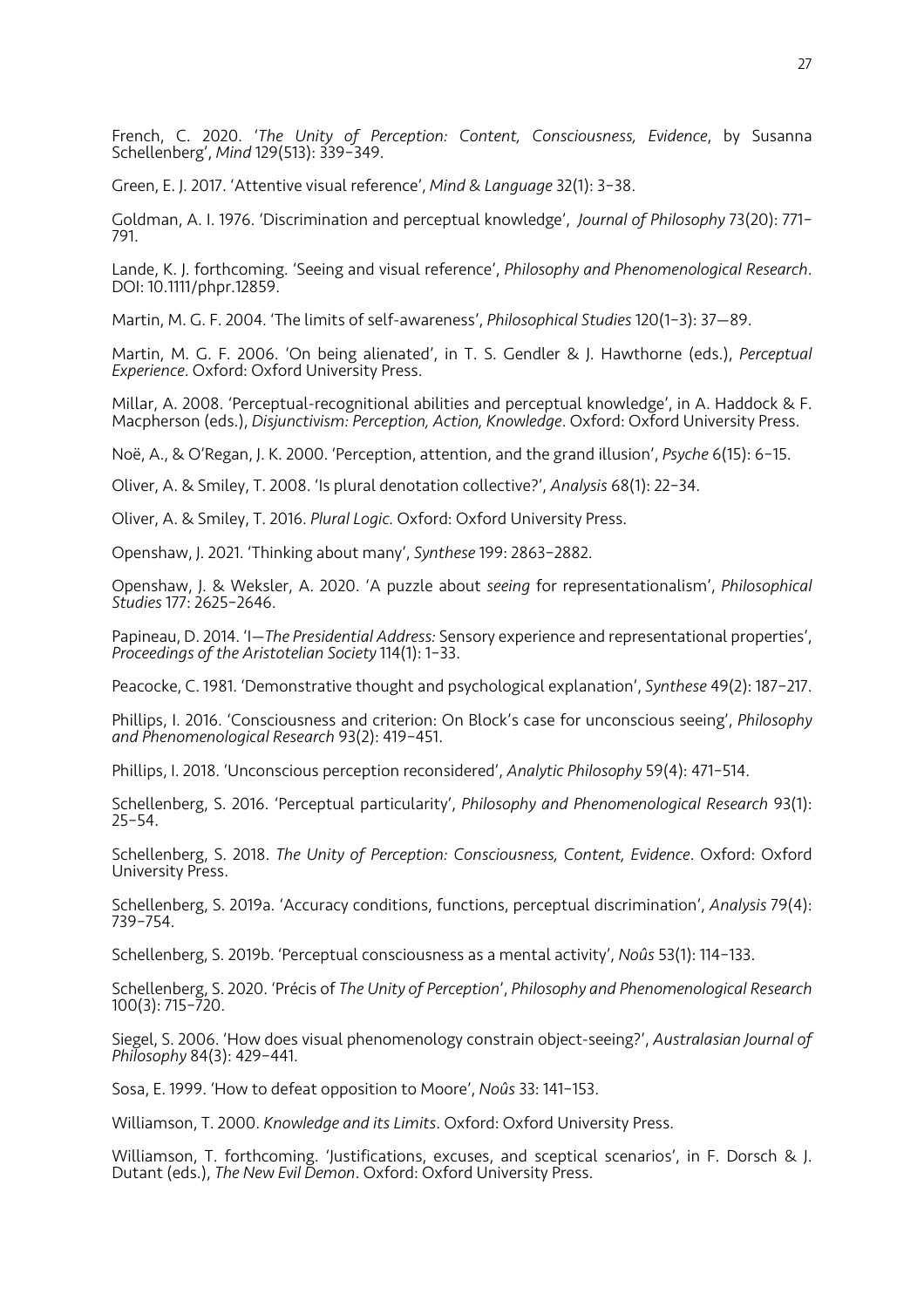French, C. 2020. '*The Unity of Perception: Content, Consciousness, Evidence*, by Susanna Schellenberg', *Mind* 129(513): 339–349.

Green, E. J. 2017. 'Attentive visual reference', *Mind & Language* 32(1): 3–38.

Goldman, A. I. 1976. 'Discrimination and perceptual knowledge', *Journal of Philosophy* 73(20): 771–791.

Lande, K. J. forthcoming. 'Seeing and visual reference', *Philosophy and Phenomenological Research*. DOI: 10.1111/phpr.12859.

Martin, M. G. F. 2004. 'The limits of self-awareness', *Philosophical Studies* 120(1–3): 37—89.

Martin, M. G. F. 2006. 'On being alienated', in T. S. Gendler & J. Hawthorne (eds.), *Perceptual Experience*. Oxford: Oxford University Press.

Millar, A. 2008. 'Perceptual-recognitional abilities and perceptual knowledge', in A. Haddock & F. Macpherson (eds.), *Disjunctivism: Perception, Action, Knowledge*. Oxford: Oxford University Press.

Noë, A., & O'Regan, J. K. 2000. 'Perception, attention, and the grand illusion', *Psyche* 6(15): 6–15.

Oliver, A. & Smiley, T. 2008. 'Is plural denotation collective?', *Analysis* 68(1): 22–34.

Oliver, A. & Smiley, T. 2016. *Plural Logic.* Oxford: Oxford University Press.

Openshaw, J. 2021. 'Thinking about many', *Synthese* 199: 2863–2882.

Openshaw, J. & Weksler, A. 2020. 'A puzzle about *seeing* for representationalism', *Philosophical Studies* 177: 2625–2646.

Papineau, D. 2014. 'I—*The Presidential Address:* Sensory experience and representational properties', *Proceedings of the Aristotelian Society* 114(1): 1–33.

Peacocke, C. 1981. 'Demonstrative thought and psychological explanation', *Synthese* 49(2): 187–217.

Phillips, I. 2016. 'Consciousness and criterion: On Block's case for unconscious seeing', *Philosophy and Phenomenological Research* 93(2): 419–451.

Phillips, I. 2018. 'Unconscious perception reconsidered', *Analytic Philosophy* 59(4): 471–514.

Schellenberg, S. 2016. 'Perceptual particularity', *Philosophy and Phenomenological Research* 93(1): 25–54.

Schellenberg, S. 2018. *The Unity of Perception: Consciousness, Content, Evidence*. Oxford: Oxford University Press.

Schellenberg, S. 2019a. 'Accuracy conditions, functions, perceptual discrimination', *Analysis* 79(4): 739–754.

Schellenberg, S. 2019b. 'Perceptual consciousness as a mental activity', *Noûs* 53(1): 114–133.

Schellenberg, S. 2020. 'Précis of *The Unity of Perception*', *Philosophy and Phenomenological Research* 100(3): 715–720.

Siegel, S. 2006. 'How does visual phenomenology constrain object-seeing?', *Australasian Journal of Philosophy* 84(3): 429–441.

Sosa, E. 1999. 'How to defeat opposition to Moore', *Noûs* 33: 141–153.

Williamson, T. 2000. *Knowledge and its Limits*. Oxford: Oxford University Press.

Williamson, T. forthcoming. 'Justifications, excuses, and sceptical scenarios', in F. Dorsch & J. Dutant (eds.), *The New Evil Demon*. Oxford: Oxford University Press.